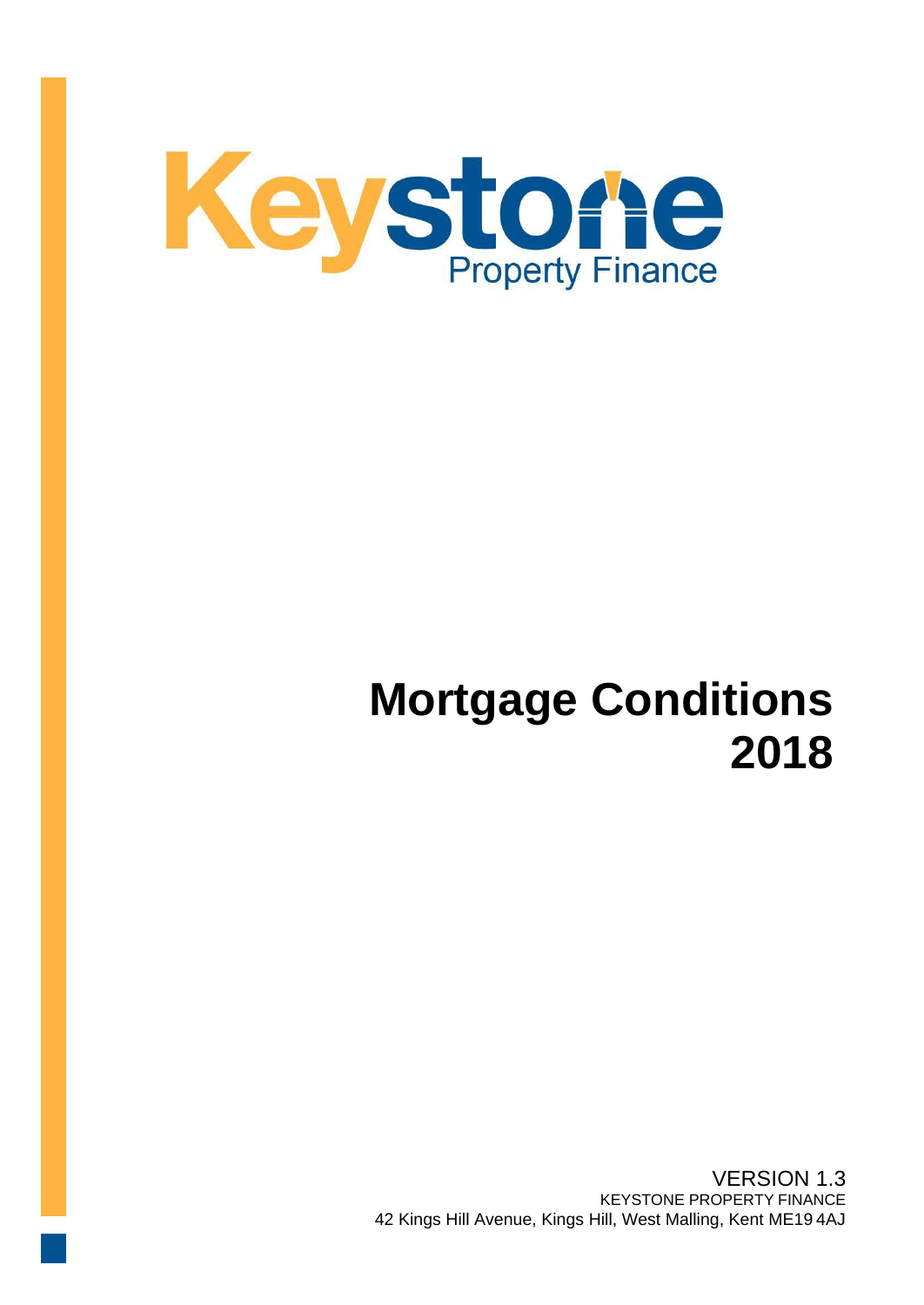Keystone Property Finance

# Mortgage Conditions 2018

VERSION 1.3
KEYSTONE PROPERTY FINANCE
42 Kings Hill Avenue, Kings Hill, West Malling, Kent ME19 4AJ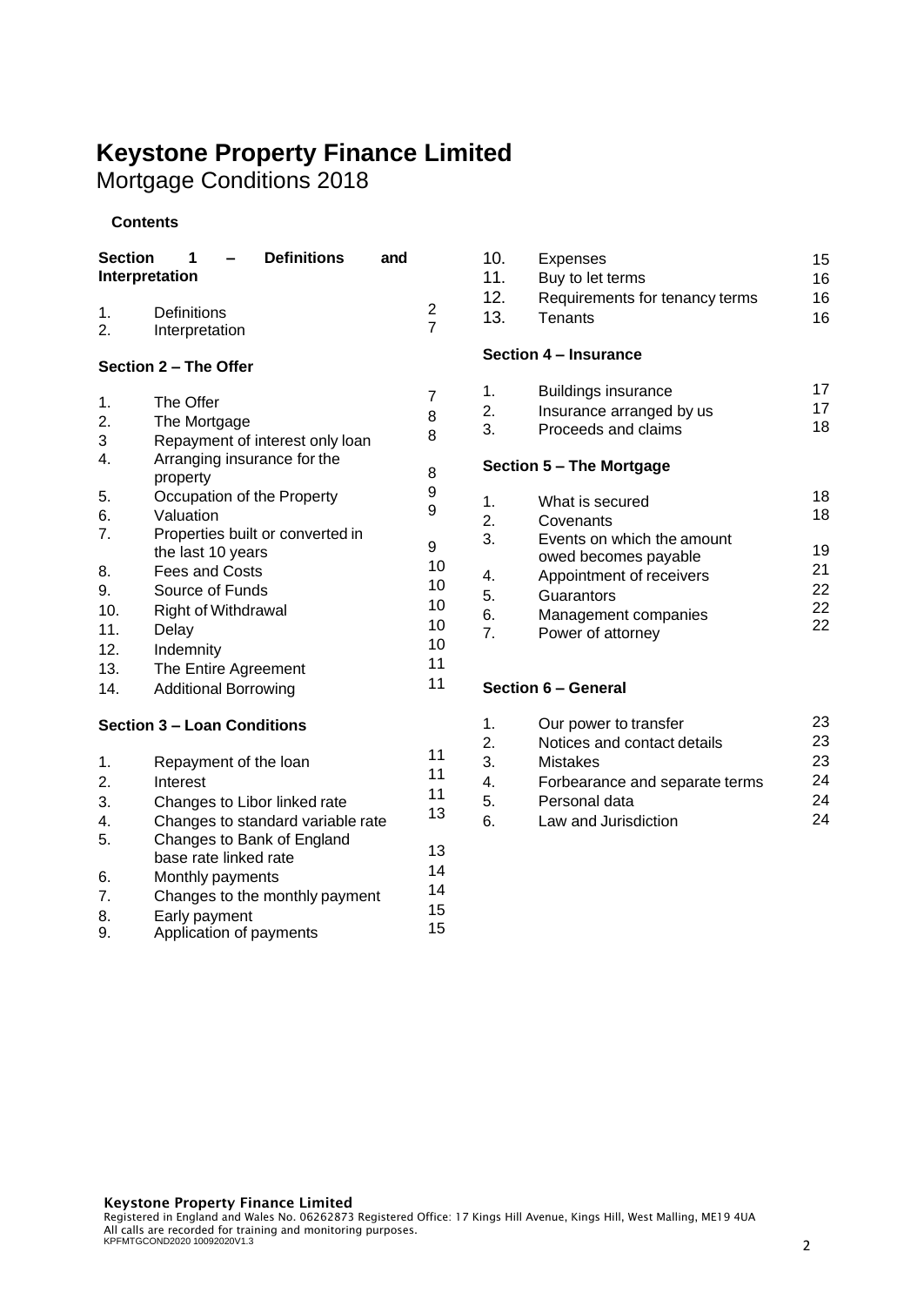# Keystone Property Finance Limited

Mortgage Conditions 2018

**Contents**

**Section 1 – Definitions and Interpretation**

| | | |
|---|---|---|
| 1. | Definitions | 2 |
| 2. | Interpretation | 7 |

**Section 2 – The Offer**

| | | |
|---|---|---|
| 1. | The Offer | 7 |
| 2. | The Mortgage | 8 |
| 3 | Repayment of interest only loan | 8 |
| 4. | Arranging insurance for the property | 8 |
| 5. | Occupation of the Property | 9 |
| 6. | Valuation | 9 |
| 7. | Properties built or converted in the last 10 years | 9 |
| 8. | Fees and Costs | 10 |
| 9. | Source of Funds | 10 |
| 10. | Right of Withdrawal | 10 |
| 11. | Delay | 10 |
| 12. | Indemnity | 10 |
| 13. | The Entire Agreement | 11 |
| 14. | Additional Borrowing | 11 |

**Section 3 – Loan Conditions**

| | | |
|---|---|---|
| 1. | Repayment of the loan | 11 |
| 2. | Interest | 11 |
| 3. | Changes to Libor linked rate | 11 |
| 4. | Changes to standard variable rate | 13 |
| 5. | Changes to Bank of England base rate linked rate | 13 |
| 6. | Monthly payments | 14 |
| 7. | Changes to the monthly payment | 14 |
| 8. | Early payment | 15 |
| 9. | Application of payments | 15 |
| 10. | Expenses | 15 |
| 11. | Buy to let terms | 16 |
| 12. | Requirements for tenancy terms | 16 |
| 13. | Tenants | 16 |

**Section 4 – Insurance**

| | | |
|---|---|---|
| 1. | Buildings insurance | 17 |
| 2. | Insurance arranged by us | 17 |
| 3. | Proceeds and claims | 18 |

**Section 5 – The Mortgage**

| | | |
|---|---|---|
| 1. | What is secured | 18 |
| 2. | Covenants | 18 |
| 3. | Events on which the amount owed becomes payable | 19 |
| 4. | Appointment of receivers | 21 |
| 5. | Guarantors | 22 |
| 6. | Management companies | 22 |
| 7. | Power of attorney | 22 |

**Section 6 – General**

| | | |
|---|---|---|
| 1. | Our power to transfer | 23 |
| 2. | Notices and contact details | 23 |
| 3. | Mistakes | 23 |
| 4. | Forbearance and separate terms | 24 |
| 5. | Personal data | 24 |
| 6. | Law and Jurisdiction | 24 |

**Keystone Property Finance Limited**
Registered in England and Wales No. 06262873 Registered Office: 17 Kings Hill Avenue, Kings Hill, West Malling, ME19 4UA
All calls are recorded for training and monitoring purposes.
KPFMTGCOND2020 10092020V1.3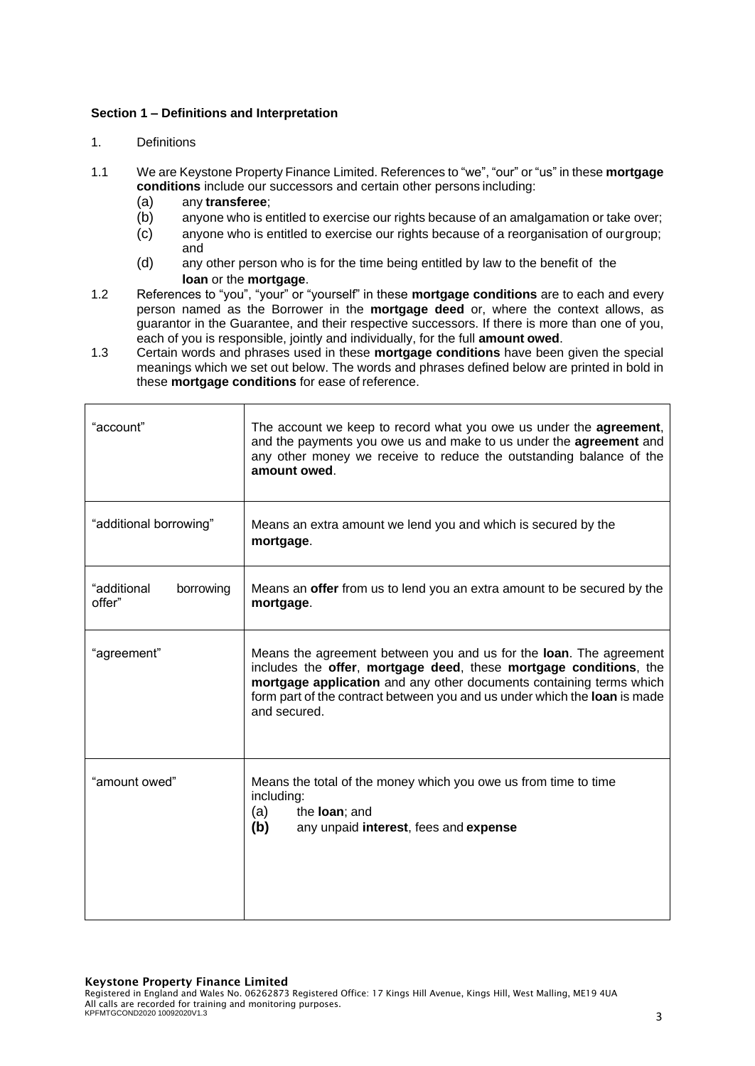**Section 1 – Definitions and Interpretation**

1. Definitions

1.1 We are Keystone Property Finance Limited. References to "we", "our" or "us" in these **mortgage conditions** include our successors and certain other persons including:
   (a) any **transferee**;
   (b) anyone who is entitled to exercise our rights because of an amalgamation or take over;
   (c) anyone who is entitled to exercise our rights because of a reorganisation of our group; and
   (d) any other person who is for the time being entitled by law to the benefit of the **loan** or the **mortgage**.

1.2 References to "you", "your" or "yourself" in these **mortgage conditions** are to each and every person named as the Borrower in the **mortgage deed** or, where the context allows, as guarantor in the Guarantee, and their respective successors. If there is more than one of you, each of you is responsible, jointly and individually, for the full **amount owed**.

1.3 Certain words and phrases used in these **mortgage conditions** have been given the special meanings which we set out below. The words and phrases defined below are printed in bold in these **mortgage conditions** for ease of reference.

| | |
|---|---|
| "account" | The account we keep to record what you owe us under the **agreement**, and the payments you owe us and make to us under the **agreement** and any other money we receive to reduce the outstanding balance of the **amount owed**. |
| "additional borrowing" | Means an extra amount we lend you and which is secured by the **mortgage**. |
| "additional borrowing offer" | Means an **offer** from us to lend you an extra amount to be secured by the **mortgage**. |
| "agreement" | Means the agreement between you and us for the **loan**. The agreement includes the **offer**, **mortgage deed**, these **mortgage conditions**, the **mortgage application** and any other documents containing terms which form part of the contract between you and us under which the **loan** is made and secured. |
| "amount owed" | Means the total of the money which you owe us from time to time including:<br>(a) the **loan**; and<br>**(b)** any unpaid **interest**, fees and **expense** |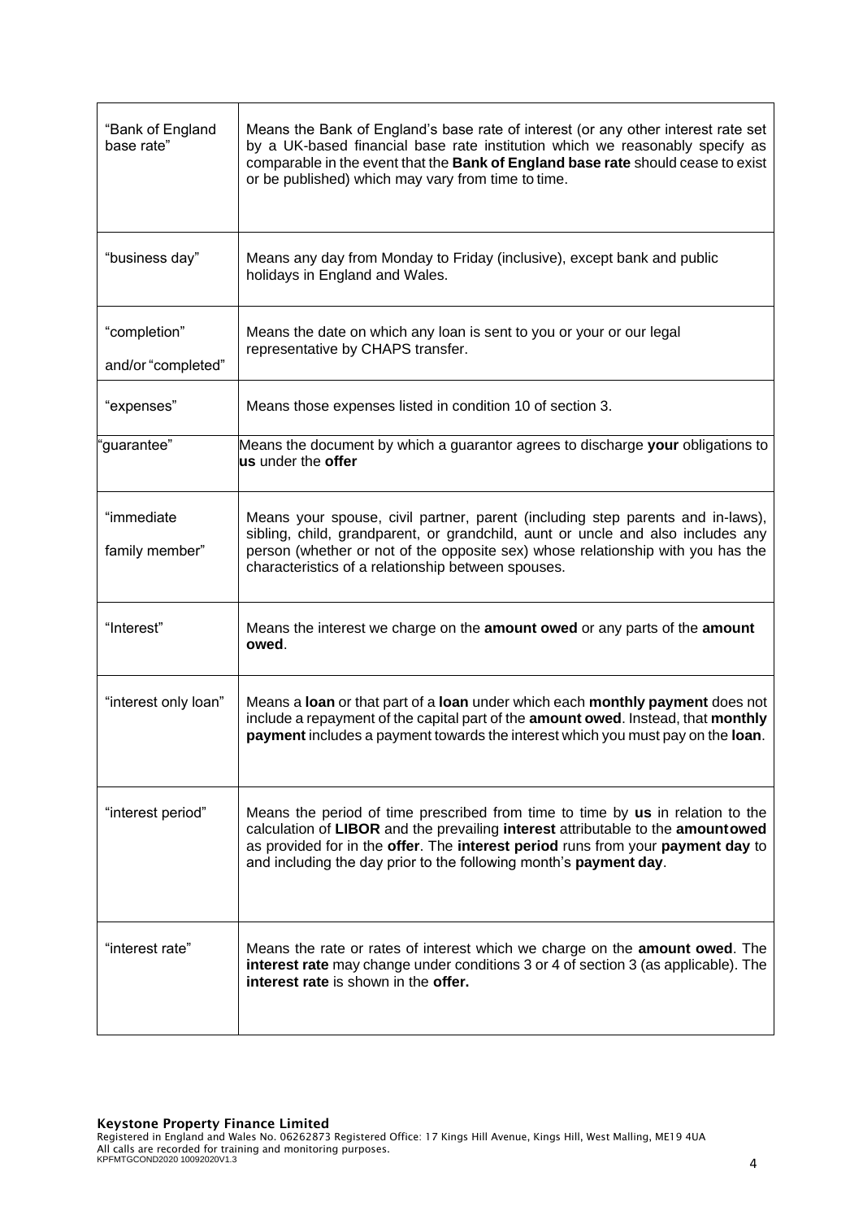| | |
|---|---|
| "Bank of England base rate" | Means the Bank of England's base rate of interest (or any other interest rate set by a UK-based financial base rate institution which we reasonably specify as comparable in the event that the **Bank of England base rate** should cease to exist or be published) which may vary from time to time. |
| "business day" | Means any day from Monday to Friday (inclusive), except bank and public holidays in England and Wales. |
| "completion" and/or "completed" | Means the date on which any loan is sent to you or your or our legal representative by CHAPS transfer. |
| "expenses" | Means those expenses listed in condition 10 of section 3. |
| "guarantee" | Means the document by which a guarantor agrees to discharge **your** obligations to **us** under the **offer** |
| "immediate family member" | Means your spouse, civil partner, parent (including step parents and in-laws), sibling, child, grandparent, or grandchild, aunt or uncle and also includes any person (whether or not of the opposite sex) whose relationship with you has the characteristics of a relationship between spouses. |
| "Interest" | Means the interest we charge on the **amount owed** or any parts of the **amount owed**. |
| "interest only loan" | Means a **loan** or that part of a **loan** under which each **monthly payment** does not include a repayment of the capital part of the **amount owed**. Instead, that **monthly payment** includes a payment towards the interest which you must pay on the **loan**. |
| "interest period" | Means the period of time prescribed from time to time by **us** in relation to the calculation of **LIBOR** and the prevailing **interest** attributable to the **amountowed** as provided for in the **offer**. The **interest period** runs from your **payment day** to and including the day prior to the following month's **payment day**. |
| "interest rate" | Means the rate or rates of interest which we charge on the **amount owed**. The **interest rate** may change under conditions 3 or 4 of section 3 (as applicable). The **interest rate** is shown in the **offer.** |

**Keystone Property Finance Limited**
Registered in England and Wales No. 06262873 Registered Office: 17 Kings Hill Avenue, Kings Hill, West Malling, ME19 4UA
All calls are recorded for training and monitoring purposes.
KPFMTGCOND2020 10092020V1.3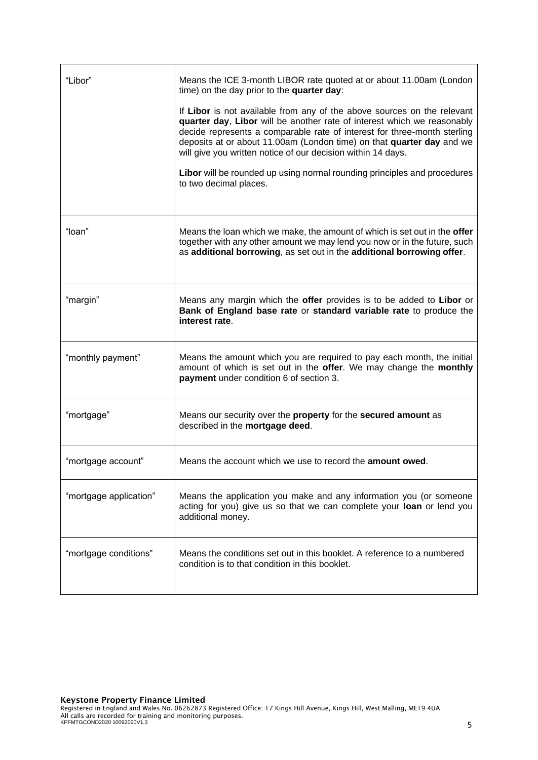| | |
|---|---|
| "Libor" | Means the ICE 3-month LIBOR rate quoted at or about 11.00am (London time) on the day prior to the **quarter day**:<br><br>If **Libor** is not available from any of the above sources on the relevant **quarter day**, **Libor** will be another rate of interest which we reasonably decide represents a comparable rate of interest for three-month sterling deposits at or about 11.00am (London time) on that **quarter day** and we will give you written notice of our decision within 14 days.<br><br>**Libor** will be rounded up using normal rounding principles and procedures to two decimal places. |
| "loan" | Means the loan which we make, the amount of which is set out in the **offer** together with any other amount we may lend you now or in the future, such as **additional borrowing**, as set out in the **additional borrowing offer**. |
| "margin" | Means any margin which the **offer** provides is to be added to **Libor** or **Bank of England base rate** or **standard variable rate** to produce the **interest rate**. |
| "monthly payment" | Means the amount which you are required to pay each month, the initial amount of which is set out in the **offer**. We may change the **monthly payment** under condition 6 of section 3. |
| "mortgage" | Means our security over the **property** for the **secured amount** as described in the **mortgage deed**. |
| "mortgage account" | Means the account which we use to record the **amount owed**. |
| "mortgage application" | Means the application you make and any information you (or someone acting for you) give us so that we can complete your **loan** or lend you additional money. |
| "mortgage conditions" | Means the conditions set out in this booklet. A reference to a numbered condition is to that condition in this booklet. |

**Keystone Property Finance Limited**
Registered in England and Wales No. 06262873 Registered Office: 17 Kings Hill Avenue, Kings Hill, West Malling, ME19 4UA
All calls are recorded for training and monitoring purposes.
KPFMTGCOND2020 10092020V1.3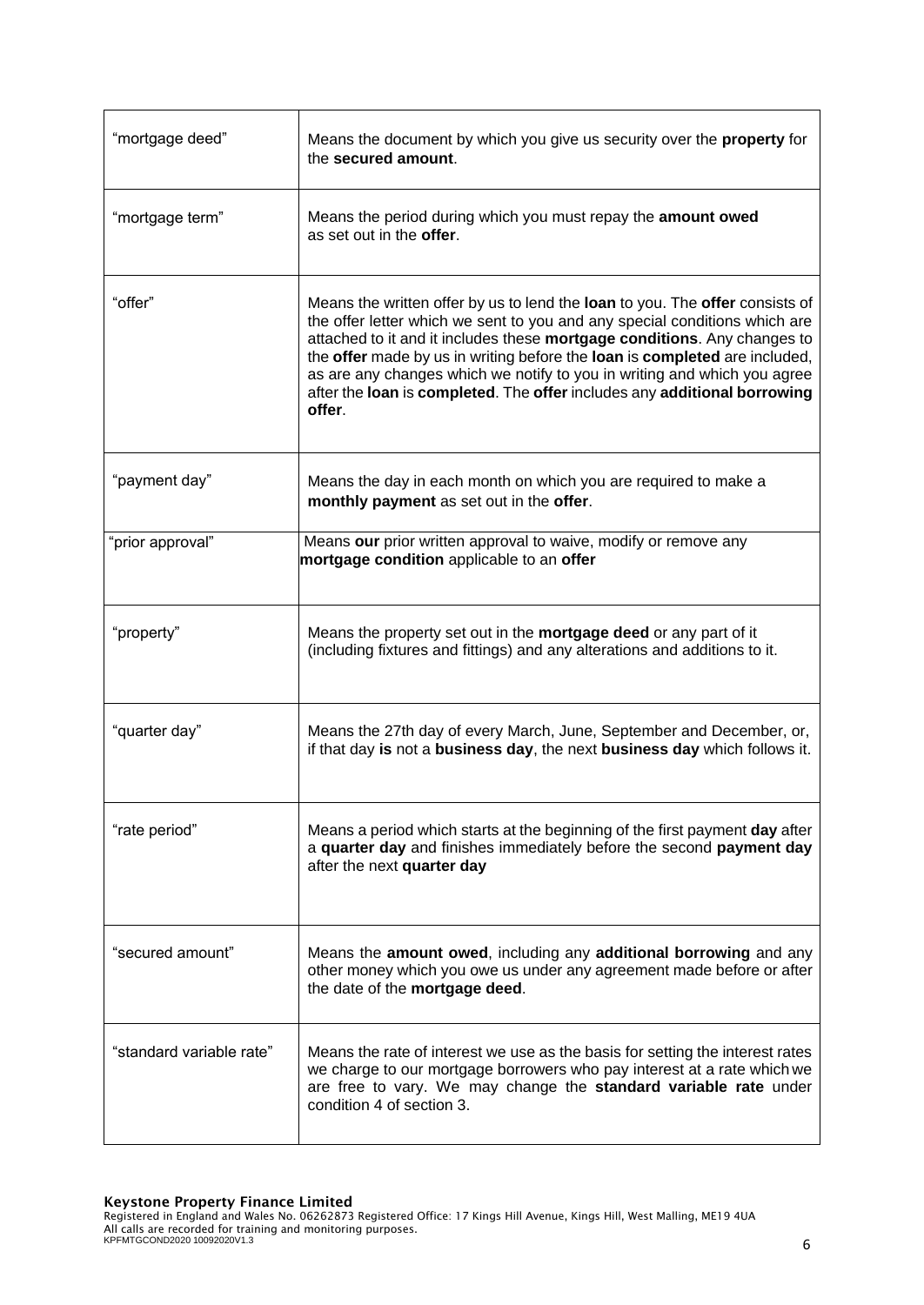| | |
|---|---|
| “mortgage deed” | Means the document by which you give us security over the **property** for the **secured amount**. |
| “mortgage term” | Means the period during which you must repay the **amount owed** as set out in the **offer**. |
| “offer” | Means the written offer by us to lend the **loan** to you. The **offer** consists of the offer letter which we sent to you and any special conditions which are attached to it and it includes these **mortgage conditions**. Any changes to the **offer** made by us in writing before the **loan** is **completed** are included, as are any changes which we notify to you in writing and which you agree after the **loan** is **completed**. The **offer** includes any **additional borrowing offer**. |
| “payment day” | Means the day in each month on which you are required to make a **monthly payment** as set out in the **offer**. |
| “prior approval” | Means **our** prior written approval to waive, modify or remove any **mortgage condition** applicable to an **offer** |
| “property” | Means the property set out in the **mortgage deed** or any part of it (including fixtures and fittings) and any alterations and additions to it. |
| “quarter day” | Means the 27th day of every March, June, September and December, or, if that day **is** not a **business day**, the next **business day** which follows it. |
| “rate period” | Means a period which starts at the beginning of the first payment **day** after a **quarter day** and finishes immediately before the second **payment day** after the next **quarter day** |
| “secured amount” | Means the **amount owed**, including any **additional borrowing** and any other money which you owe us under any agreement made before or after the date of the **mortgage deed**. |
| “standard variable rate” | Means the rate of interest we use as the basis for setting the interest rates we charge to our mortgage borrowers who pay interest at a rate which we are free to vary. We may change the **standard variable rate** under condition 4 of section 3. |

**Keystone Property Finance Limited**
Registered in England and Wales No. 06262873 Registered Office: 17 Kings Hill Avenue, Kings Hill, West Malling, ME19 4UA
All calls are recorded for training and monitoring purposes.
KPFMTGCOND2020 10092020V1.3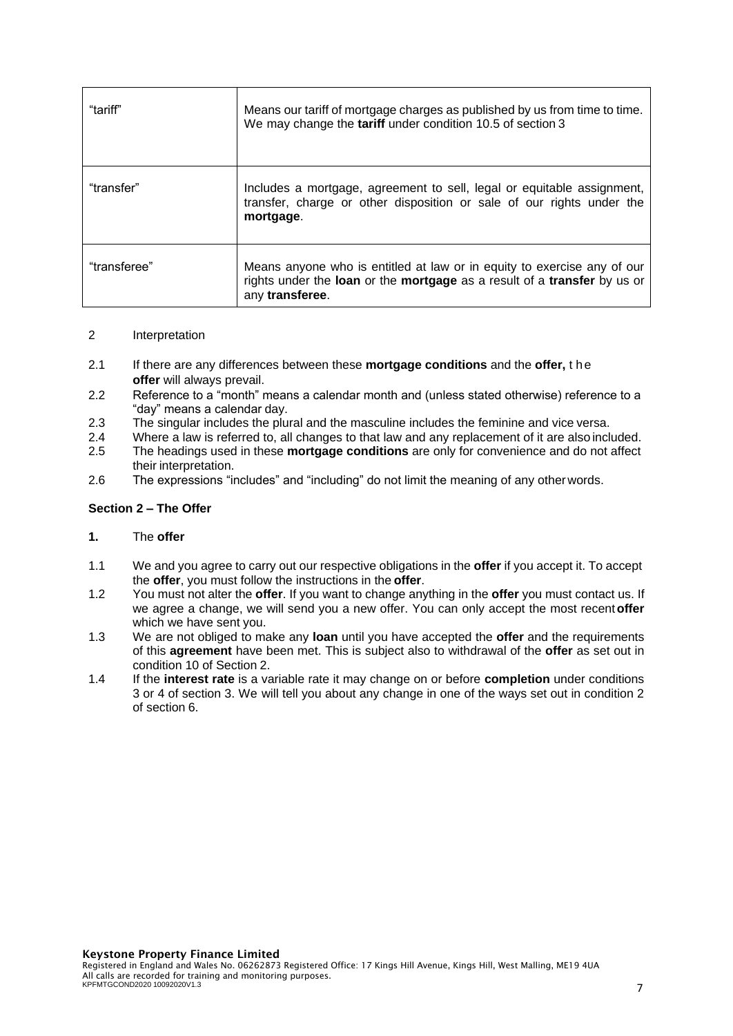| | |
|---|---|
| "tariff" | Means our tariff of mortgage charges as published by us from time to time. We may change the **tariff** under condition 10.5 of section 3 |
| "transfer" | Includes a mortgage, agreement to sell, legal or equitable assignment, transfer, charge or other disposition or sale of our rights under the **mortgage**. |
| "transferee" | Means anyone who is entitled at law or in equity to exercise any of our rights under the **loan** or the **mortgage** as a result of a **transfer** by us or any **transferee**. |

2 Interpretation

2.1 If there are any differences between these **mortgage conditions** and the **offer,** the **offer** will always prevail.

2.2 Reference to a "month" means a calendar month and (unless stated otherwise) reference to a "day" means a calendar day.

2.3 The singular includes the plural and the masculine includes the feminine and vice versa.

2.4 Where a law is referred to, all changes to that law and any replacement of it are also included.

2.5 The headings used in these **mortgage conditions** are only for convenience and do not affect their interpretation.

2.6 The expressions "includes" and "including" do not limit the meaning of any other words.

### Section 2 – The Offer

**1.** The **offer**

1.1 We and you agree to carry out our respective obligations in the **offer** if you accept it. To accept the **offer**, you must follow the instructions in the **offer**.

1.2 You must not alter the **offer**. If you want to change anything in the **offer** you must contact us. If we agree a change, we will send you a new offer. You can only accept the most recent **offer** which we have sent you.

1.3 We are not obliged to make any **loan** until you have accepted the **offer** and the requirements of this **agreement** have been met. This is subject also to withdrawal of the **offer** as set out in condition 10 of Section 2.

1.4 If the **interest rate** is a variable rate it may change on or before **completion** under conditions 3 or 4 of section 3. We will tell you about any change in one of the ways set out in condition 2 of section 6.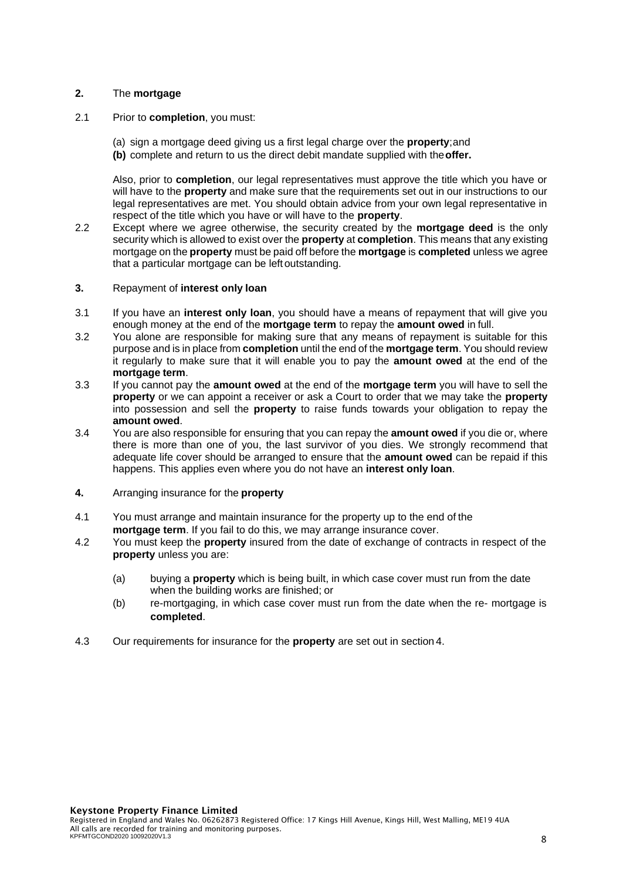## 2. The **mortgage**

2.1 Prior to **completion**, you must:

(a) sign a mortgage deed giving us a first legal charge over the **property**; and
**(b)** complete and return to us the direct debit mandate supplied with the **offer.**

Also, prior to **completion**, our legal representatives must approve the title which you have or will have to the **property** and make sure that the requirements set out in our instructions to our legal representatives are met. You should obtain advice from your own legal representative in respect of the title which you have or will have to the **property**.

2.2 Except where we agree otherwise, the security created by the **mortgage deed** is the only security which is allowed to exist over the **property** at **completion**. This means that any existing mortgage on the **property** must be paid off before the **mortgage** is **completed** unless we agree that a particular mortgage can be left outstanding.

## 3. Repayment of **interest only loan**

3.1 If you have an **interest only loan**, you should have a means of repayment that will give you enough money at the end of the **mortgage term** to repay the **amount owed** in full.

3.2 You alone are responsible for making sure that any means of repayment is suitable for this purpose and is in place from **completion** until the end of the **mortgage term**. You should review it regularly to make sure that it will enable you to pay the **amount owed** at the end of the **mortgage term**.

3.3 If you cannot pay the **amount owed** at the end of the **mortgage term** you will have to sell the **property** or we can appoint a receiver or ask a Court to order that we may take the **property** into possession and sell the **property** to raise funds towards your obligation to repay the **amount owed**.

3.4 You are also responsible for ensuring that you can repay the **amount owed** if you die or, where there is more than one of you, the last survivor of you dies. We strongly recommend that adequate life cover should be arranged to ensure that the **amount owed** can be repaid if this happens. This applies even where you do not have an **interest only loan**.

## 4. Arranging insurance for the **property**

4.1 You must arrange and maintain insurance for the property up to the end of the **mortgage term**. If you fail to do this, we may arrange insurance cover.

4.2 You must keep the **property** insured from the date of exchange of contracts in respect of the **property** unless you are:

(a) buying a **property** which is being built, in which case cover must run from the date when the building works are finished; or
(b) re-mortgaging, in which case cover must run from the date when the re- mortgage is **completed**.

4.3 Our requirements for insurance for the **property** are set out in section 4.

**Keystone Property Finance Limited**
Registered in England and Wales No. 06262873 Registered Office: 17 Kings Hill Avenue, Kings Hill, West Malling, ME19 4UA
All calls are recorded for training and monitoring purposes.
KPFMTGCOND2020 10092020V1.3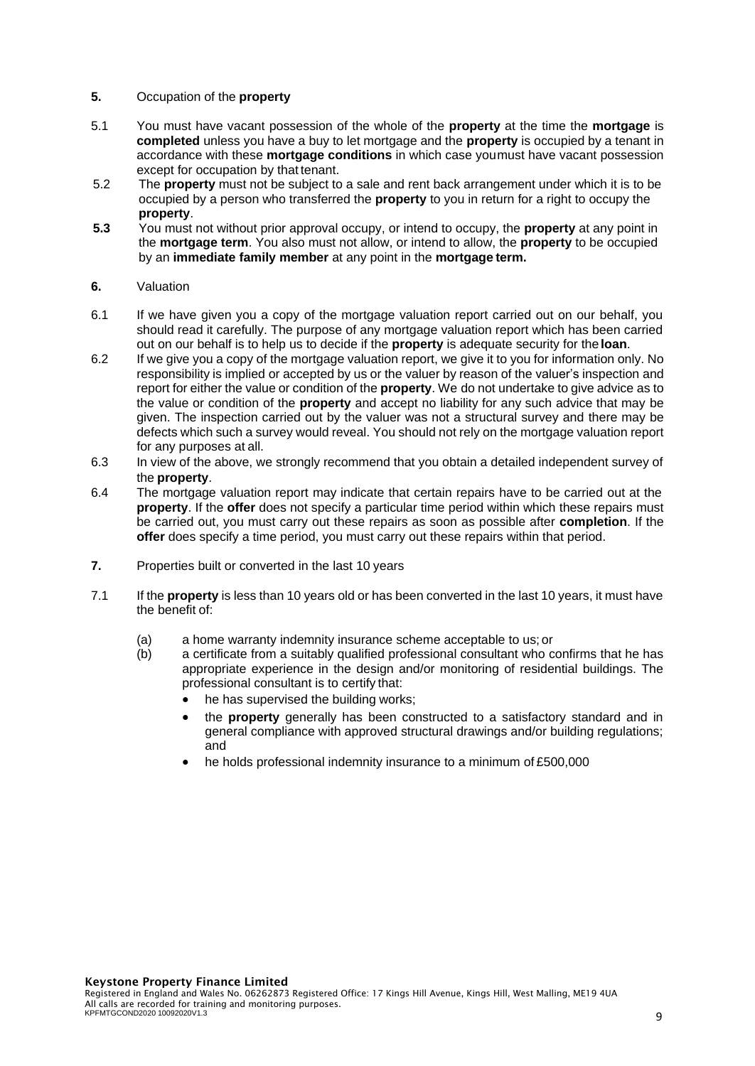**5.** Occupation of the **property**

5.1 You must have vacant possession of the whole of the **property** at the time the **mortgage** is **completed** unless you have a buy to let mortgage and the **property** is occupied by a tenant in accordance with these **mortgage conditions** in which case you must have vacant possession except for occupation by that tenant.

5.2 The **property** must not be subject to a sale and rent back arrangement under which it is to be occupied by a person who transferred the **property** to you in return for a right to occupy the **property**.

**5.3** You must not without prior approval occupy, or intend to occupy, the **property** at any point in the **mortgage term**. You also must not allow, or intend to allow, the **property** to be occupied by an **immediate family member** at any point in the **mortgage term.**

**6.** Valuation

6.1 If we have given you a copy of the mortgage valuation report carried out on our behalf, you should read it carefully. The purpose of any mortgage valuation report which has been carried out on our behalf is to help us to decide if the **property** is adequate security for the **loan**.

6.2 If we give you a copy of the mortgage valuation report, we give it to you for information only. No responsibility is implied or accepted by us or the valuer by reason of the valuer's inspection and report for either the value or condition of the **property**. We do not undertake to give advice as to the value or condition of the **property** and accept no liability for any such advice that may be given. The inspection carried out by the valuer was not a structural survey and there may be defects which such a survey would reveal. You should not rely on the mortgage valuation report for any purposes at all.

6.3 In view of the above, we strongly recommend that you obtain a detailed independent survey of the **property**.

6.4 The mortgage valuation report may indicate that certain repairs have to be carried out at the **property**. If the **offer** does not specify a particular time period within which these repairs must be carried out, you must carry out these repairs as soon as possible after **completion**. If the **offer** does specify a time period, you must carry out these repairs within that period.

**7.** Properties built or converted in the last 10 years

7.1 If the **property** is less than 10 years old or has been converted in the last 10 years, it must have the benefit of:

(a) a home warranty indemnity insurance scheme acceptable to us; or

(b) a certificate from a suitably qualified professional consultant who confirms that he has appropriate experience in the design and/or monitoring of residential buildings. The professional consultant is to certify that:

- he has supervised the building works;
- the **property** generally has been constructed to a satisfactory standard and in general compliance with approved structural drawings and/or building regulations; and
- he holds professional indemnity insurance to a minimum of £500,000

**Keystone Property Finance Limited**
Registered in England and Wales No. 06262873 Registered Office: 17 Kings Hill Avenue, Kings Hill, West Malling, ME19 4UA
All calls are recorded for training and monitoring purposes.
KPFMTGCOND2020 10092020V1.3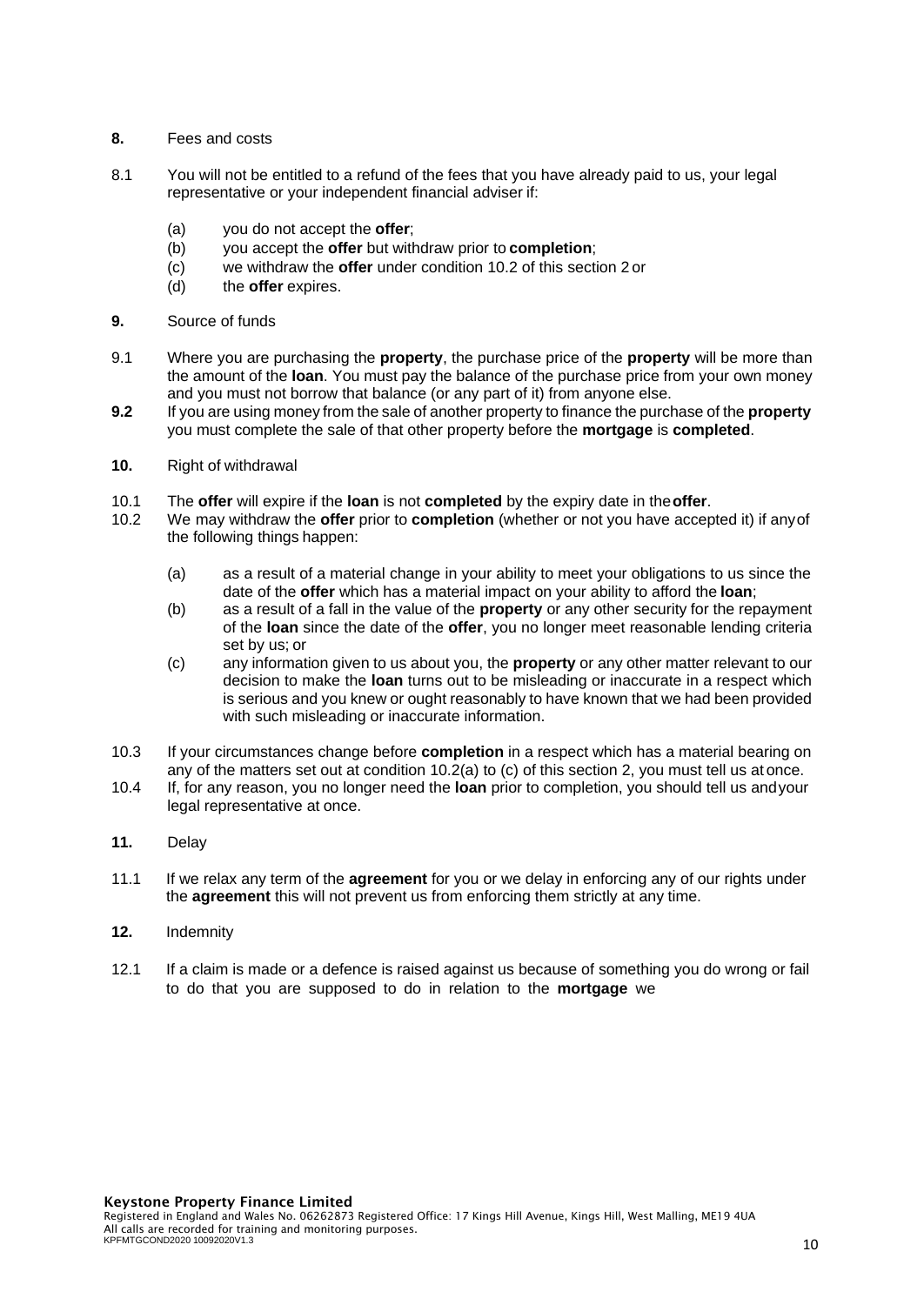**8.** Fees and costs

8.1 You will not be entitled to a refund of the fees that you have already paid to us, your legal representative or your independent financial adviser if:

(a) you do not accept the **offer**;
(b) you accept the **offer** but withdraw prior to **completion**;
(c) we withdraw the **offer** under condition 10.2 of this section 2 or
(d) the **offer** expires.

**9.** Source of funds

9.1 Where you are purchasing the **property**, the purchase price of the **property** will be more than the amount of the **loan**. You must pay the balance of the purchase price from your own money and you must not borrow that balance (or any part of it) from anyone else.

**9.2** If you are using money from the sale of another property to finance the purchase of the **property** you must complete the sale of that other property before the **mortgage** is **completed**.

**10.** Right of withdrawal

10.1 The **offer** will expire if the **loan** is not **completed** by the expiry date in the **offer**.

10.2 We may withdraw the **offer** prior to **completion** (whether or not you have accepted it) if any of the following things happen:

(a) as a result of a material change in your ability to meet your obligations to us since the date of the **offer** which has a material impact on your ability to afford the **loan**;
(b) as a result of a fall in the value of the **property** or any other security for the repayment of the **loan** since the date of the **offer**, you no longer meet reasonable lending criteria set by us; or
(c) any information given to us about you, the **property** or any other matter relevant to our decision to make the **loan** turns out to be misleading or inaccurate in a respect which is serious and you knew or ought reasonably to have known that we had been provided with such misleading or inaccurate information.

10.3 If your circumstances change before **completion** in a respect which has a material bearing on any of the matters set out at condition 10.2(a) to (c) of this section 2, you must tell us at once.

10.4 If, for any reason, you no longer need the **loan** prior to completion, you should tell us and your legal representative at once.

**11.** Delay

11.1 If we relax any term of the **agreement** for you or we delay in enforcing any of our rights under the **agreement** this will not prevent us from enforcing them strictly at any time.

**12.** Indemnity

12.1 If a claim is made or a defence is raised against us because of something you do wrong or fail to do that you are supposed to do in relation to the **mortgage** we

**Keystone Property Finance Limited**
Registered in England and Wales No. 06262873 Registered Office: 17 Kings Hill Avenue, Kings Hill, West Malling, ME19 4UA
All calls are recorded for training and monitoring purposes.
KPFMTGCOND2020 10092020V1.3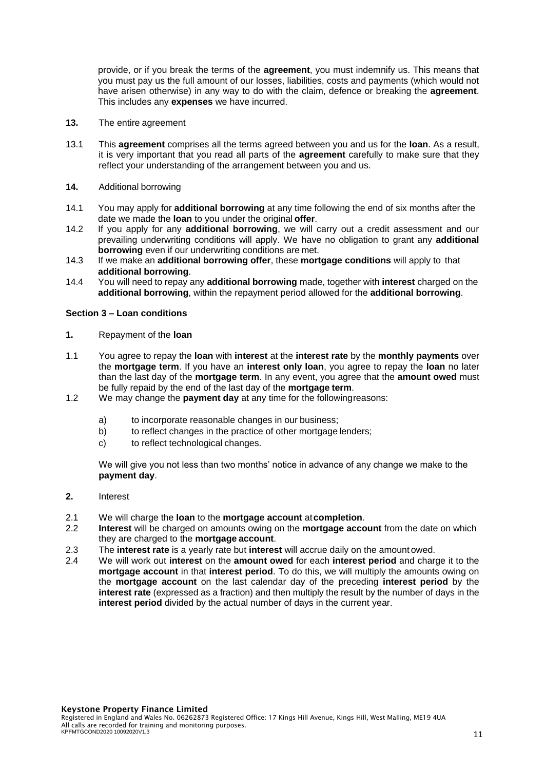provide, or if you break the terms of the **agreement**, you must indemnify us. This means that you must pay us the full amount of our losses, liabilities, costs and payments (which would not have arisen otherwise) in any way to do with the claim, defence or breaking the **agreement**. This includes any **expenses** we have incurred.

**13.** The entire agreement

13.1 This **agreement** comprises all the terms agreed between you and us for the **loan**. As a result, it is very important that you read all parts of the **agreement** carefully to make sure that they reflect your understanding of the arrangement between you and us.

**14.** Additional borrowing

14.1 You may apply for **additional borrowing** at any time following the end of six months after the date we made the **loan** to you under the original **offer**.

14.2 If you apply for any **additional borrowing**, we will carry out a credit assessment and our prevailing underwriting conditions will apply. We have no obligation to grant any **additional borrowing** even if our underwriting conditions are met.

14.3 If we make an **additional borrowing offer**, these **mortgage conditions** will apply to that **additional borrowing**.

14.4 You will need to repay any **additional borrowing** made, together with **interest** charged on the **additional borrowing**, within the repayment period allowed for the **additional borrowing**.

## Section 3 – Loan conditions

**1.** Repayment of the **loan**

1.1 You agree to repay the **loan** with **interest** at the **interest rate** by the **monthly payments** over the **mortgage term**. If you have an **interest only loan**, you agree to repay the **loan** no later than the last day of the **mortgage term**. In any event, you agree that the **amount owed** must be fully repaid by the end of the last day of the **mortgage term**.

1.2 We may change the **payment day** at any time for the following reasons:

a) to incorporate reasonable changes in our business;
b) to reflect changes in the practice of other mortgage lenders;
c) to reflect technological changes.

We will give you not less than two months' notice in advance of any change we make to the **payment day**.

**2.** Interest

2.1 We will charge the **loan** to the **mortgage account** at **completion**.

2.2 **Interest** will be charged on amounts owing on the **mortgage account** from the date on which they are charged to the **mortgage account**.

2.3 The **interest rate** is a yearly rate but **interest** will accrue daily on the amount owed.

2.4 We will work out **interest** on the **amount owed** for each **interest period** and charge it to the **mortgage account** in that **interest period**. To do this, we will multiply the amounts owing on the **mortgage account** on the last calendar day of the preceding **interest period** by the **interest rate** (expressed as a fraction) and then multiply the result by the number of days in the **interest period** divided by the actual number of days in the current year.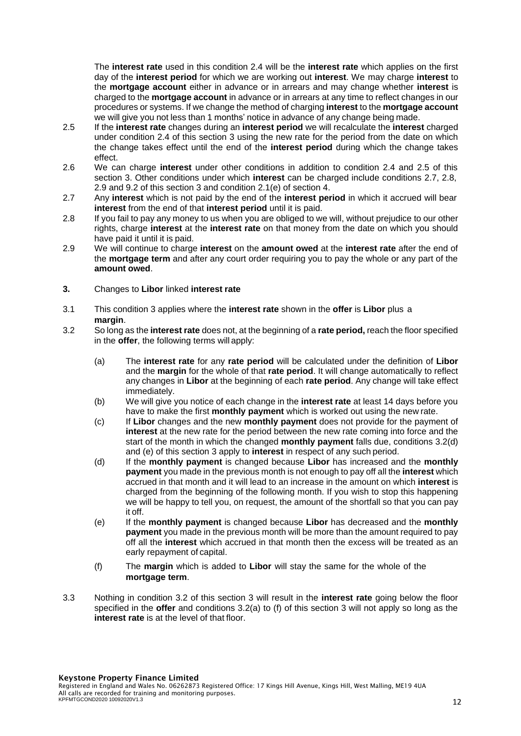The **interest rate** used in this condition 2.4 will be the **interest rate** which applies on the first day of the **interest period** for which we are working out **interest**. We may charge **interest** to the **mortgage account** either in advance or in arrears and may change whether **interest** is charged to the **mortgage account** in advance or in arrears at any time to reflect changes in our procedures or systems. If we change the method of charging **interest** to the **mortgage account** we will give you not less than 1 months' notice in advance of any change being made.

2.5 If the **interest rate** changes during an **interest period** we will recalculate the **interest** charged under condition 2.4 of this section 3 using the new rate for the period from the date on which the change takes effect until the end of the **interest period** during which the change takes effect.

2.6 We can charge **interest** under other conditions in addition to condition 2.4 and 2.5 of this section 3. Other conditions under which **interest** can be charged include conditions 2.7, 2.8, 2.9 and 9.2 of this section 3 and condition 2.1(e) of section 4.

2.7 Any **interest** which is not paid by the end of the **interest period** in which it accrued will bear **interest** from the end of that **interest period** until it is paid.

2.8 If you fail to pay any money to us when you are obliged to we will, without prejudice to our other rights, charge **interest** at the **interest rate** on that money from the date on which you should have paid it until it is paid.

2.9 We will continue to charge **interest** on the **amount owed** at the **interest rate** after the end of the **mortgage term** and after any court order requiring you to pay the whole or any part of the **amount owed**.

**3.** Changes to **Libor** linked **interest rate**

3.1 This condition 3 applies where the **interest rate** shown in the **offer** is **Libor** plus a **margin**.

3.2 So long as the **interest rate** does not, at the beginning of a **rate period,** reach the floor specified in the **offer**, the following terms will apply:

(a) The **interest rate** for any **rate period** will be calculated under the definition of **Libor** and the **margin** for the whole of that **rate period**. It will change automatically to reflect any changes in **Libor** at the beginning of each **rate period**. Any change will take effect immediately.

(b) We will give you notice of each change in the **interest rate** at least 14 days before you have to make the first **monthly payment** which is worked out using the new rate.

(c) If **Libor** changes and the new **monthly payment** does not provide for the payment of **interest** at the new rate for the period between the new rate coming into force and the start of the month in which the changed **monthly payment** falls due, conditions 3.2(d) and (e) of this section 3 apply to **interest** in respect of any such period.

(d) If the **monthly payment** is changed because **Libor** has increased and the **monthly payment** you made in the previous month is not enough to pay off all the **interest** which accrued in that month and it will lead to an increase in the amount on which **interest** is charged from the beginning of the following month. If you wish to stop this happening we will be happy to tell you, on request, the amount of the shortfall so that you can pay it off.

(e) If the **monthly payment** is changed because **Libor** has decreased and the **monthly payment** you made in the previous month will be more than the amount required to pay off all the **interest** which accrued in that month then the excess will be treated as an early repayment of capital.

(f) The **margin** which is added to **Libor** will stay the same for the whole of the **mortgage term**.

3.3 Nothing in condition 3.2 of this section 3 will result in the **interest rate** going below the floor specified in the **offer** and conditions 3.2(a) to (f) of this section 3 will not apply so long as the **interest rate** is at the level of that floor.

**Keystone Property Finance Limited**
Registered in England and Wales No. 06262873 Registered Office: 17 Kings Hill Avenue, Kings Hill, West Malling, ME19 4UA
All calls are recorded for training and monitoring purposes.
KPFMTGCOND2020 10092020V1.3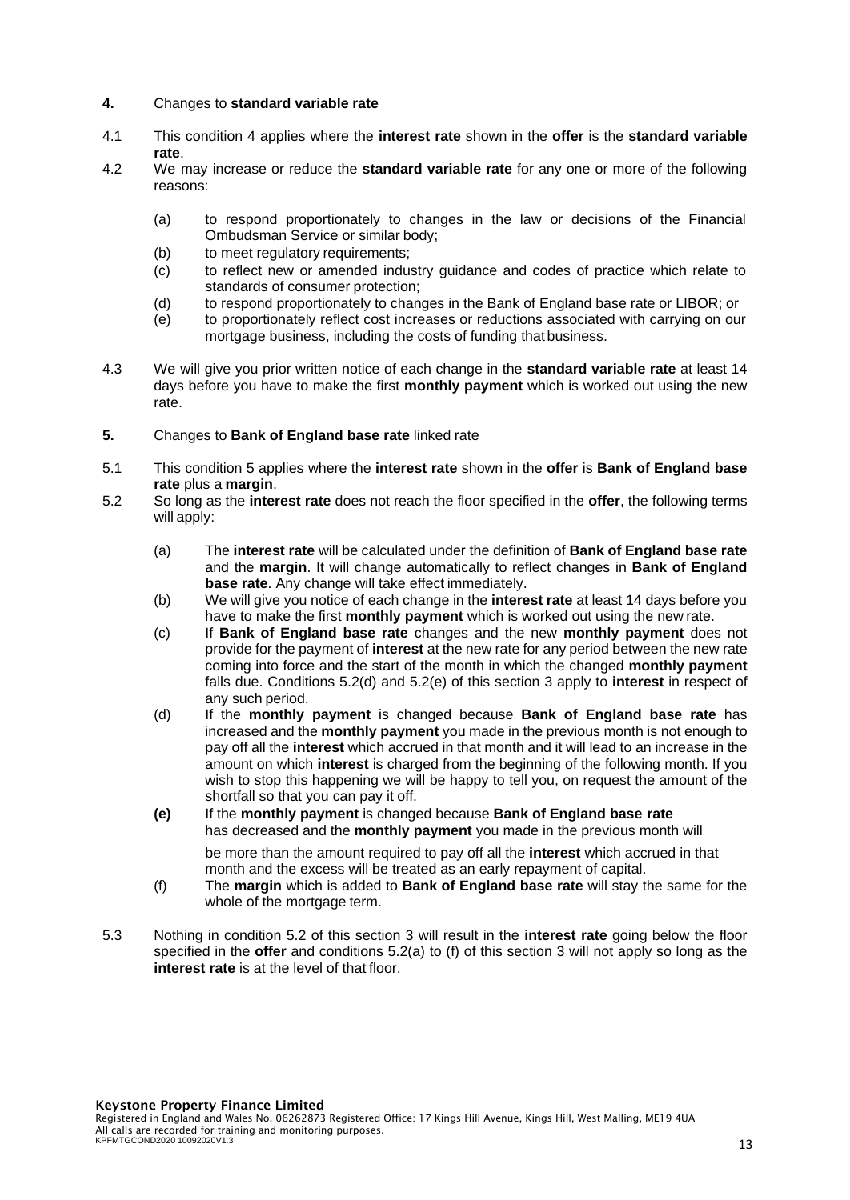**4.** Changes to **standard variable rate**

4.1 This condition 4 applies where the **interest rate** shown in the **offer** is the **standard variable rate**.

4.2 We may increase or reduce the **standard variable rate** for any one or more of the following reasons:

(a) to respond proportionately to changes in the law or decisions of the Financial Ombudsman Service or similar body;

(b) to meet regulatory requirements;

(c) to reflect new or amended industry guidance and codes of practice which relate to standards of consumer protection;

(d) to respond proportionately to changes in the Bank of England base rate or LIBOR; or

(e) to proportionately reflect cost increases or reductions associated with carrying on our mortgage business, including the costs of funding that business.

4.3 We will give you prior written notice of each change in the **standard variable rate** at least 14 days before you have to make the first **monthly payment** which is worked out using the new rate.

**5.** Changes to **Bank of England base rate** linked rate

5.1 This condition 5 applies where the **interest rate** shown in the **offer** is **Bank of England base rate** plus a **margin**.

5.2 So long as the **interest rate** does not reach the floor specified in the **offer**, the following terms will apply:

(a) The **interest rate** will be calculated under the definition of **Bank of England base rate** and the **margin**. It will change automatically to reflect changes in **Bank of England base rate**. Any change will take effect immediately.

(b) We will give you notice of each change in the **interest rate** at least 14 days before you have to make the first **monthly payment** which is worked out using the new rate.

(c) If **Bank of England base rate** changes and the new **monthly payment** does not provide for the payment of **interest** at the new rate for any period between the new rate coming into force and the start of the month in which the changed **monthly payment** falls due. Conditions 5.2(d) and 5.2(e) of this section 3 apply to **interest** in respect of any such period.

(d) If the **monthly payment** is changed because **Bank of England base rate** has increased and the **monthly payment** you made in the previous month is not enough to pay off all the **interest** which accrued in that month and it will lead to an increase in the amount on which **interest** is charged from the beginning of the following month. If you wish to stop this happening we will be happy to tell you, on request the amount of the shortfall so that you can pay it off.

**(e)** If the **monthly payment** is changed because **Bank of England base rate** has decreased and the **monthly payment** you made in the previous month will be more than the amount required to pay off all the **interest** which accrued in that month and the excess will be treated as an early repayment of capital.

(f) The **margin** which is added to **Bank of England base rate** will stay the same for the whole of the mortgage term.

5.3 Nothing in condition 5.2 of this section 3 will result in the **interest rate** going below the floor specified in the **offer** and conditions 5.2(a) to (f) of this section 3 will not apply so long as the **interest rate** is at the level of that floor.

**Keystone Property Finance Limited**
Registered in England and Wales No. 06262873 Registered Office: 17 Kings Hill Avenue, Kings Hill, West Malling, ME19 4UA
All calls are recorded for training and monitoring purposes.
KPFMTGCOND2020 10092020V1.3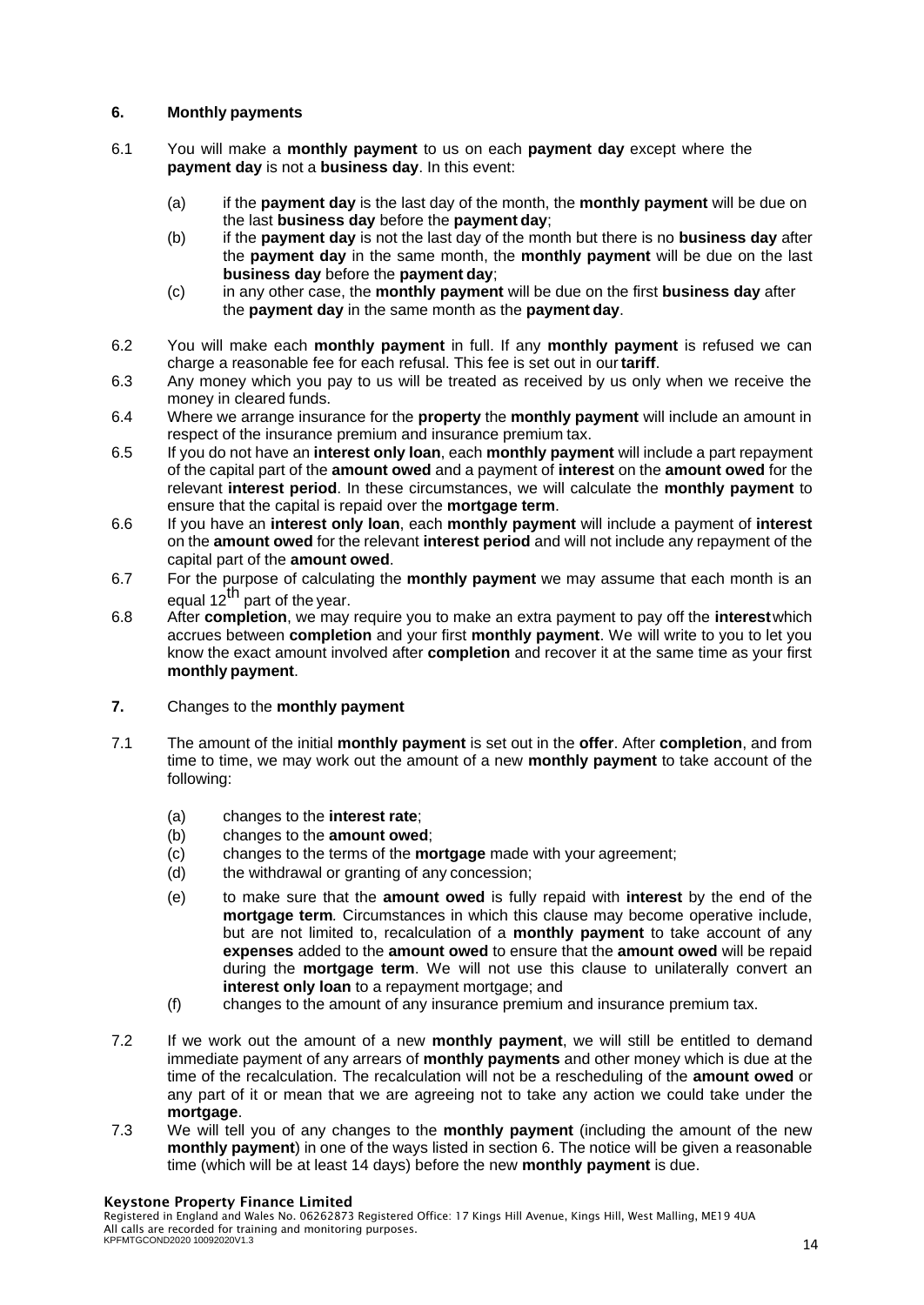## 6. Monthly payments

6.1 You will make a **monthly payment** to us on each **payment day** except where the **payment day** is not a **business day**. In this event:

- (a) if the **payment day** is the last day of the month, the **monthly payment** will be due on the last **business day** before the **payment day**;
- (b) if the **payment day** is not the last day of the month but there is no **business day** after the **payment day** in the same month, the **monthly payment** will be due on the last **business day** before the **payment day**;
- (c) in any other case, the **monthly payment** will be due on the first **business day** after the **payment day** in the same month as the **payment day**.

6.2 You will make each **monthly payment** in full. If any **monthly payment** is refused we can charge a reasonable fee for each refusal. This fee is set out in our **tariff**.

6.3 Any money which you pay to us will be treated as received by us only when we receive the money in cleared funds.

6.4 Where we arrange insurance for the **property** the **monthly payment** will include an amount in respect of the insurance premium and insurance premium tax.

6.5 If you do not have an **interest only loan**, each **monthly payment** will include a part repayment of the capital part of the **amount owed** and a payment of **interest** on the **amount owed** for the relevant **interest period**. In these circumstances, we will calculate the **monthly payment** to ensure that the capital is repaid over the **mortgage term**.

6.6 If you have an **interest only loan**, each **monthly payment** will include a payment of **interest** on the **amount owed** for the relevant **interest period** and will not include any repayment of the capital part of the **amount owed**.

6.7 For the purpose of calculating the **monthly payment** we may assume that each month is an equal 12th part of the year.

6.8 After **completion**, we may require you to make an extra payment to pay off the **interest** which accrues between **completion** and your first **monthly payment**. We will write to you to let you know the exact amount involved after **completion** and recover it at the same time as your first **monthly payment**.

## 7. Changes to the monthly payment

7.1 The amount of the initial **monthly payment** is set out in the **offer**. After **completion**, and from time to time, we may work out the amount of a new **monthly payment** to take account of the following:

- (a) changes to the **interest rate**;
- (b) changes to the **amount owed**;
- (c) changes to the terms of the **mortgage** made with your agreement;
- (d) the withdrawal or granting of any concession;
- (e) to make sure that the **amount owed** is fully repaid with **interest** by the end of the **mortgage term**. Circumstances in which this clause may become operative include, but are not limited to, recalculation of a **monthly payment** to take account of any **expenses** added to the **amount owed** to ensure that the **amount owed** will be repaid during the **mortgage term**. We will not use this clause to unilaterally convert an **interest only loan** to a repayment mortgage; and
- (f) changes to the amount of any insurance premium and insurance premium tax.

7.2 If we work out the amount of a new **monthly payment**, we will still be entitled to demand immediate payment of any arrears of **monthly payments** and other money which is due at the time of the recalculation. The recalculation will not be a rescheduling of the **amount owed** or any part of it or mean that we are agreeing not to take any action we could take under the **mortgage**.

7.3 We will tell you of any changes to the **monthly payment** (including the amount of the new **monthly payment**) in one of the ways listed in section 6. The notice will be given a reasonable time (which will be at least 14 days) before the new **monthly payment** is due.

**Keystone Property Finance Limited**
Registered in England and Wales No. 06262873 Registered Office: 17 Kings Hill Avenue, Kings Hill, West Malling, ME19 4UA
All calls are recorded for training and monitoring purposes.
KPFMTGCOND2020 10092020V1.3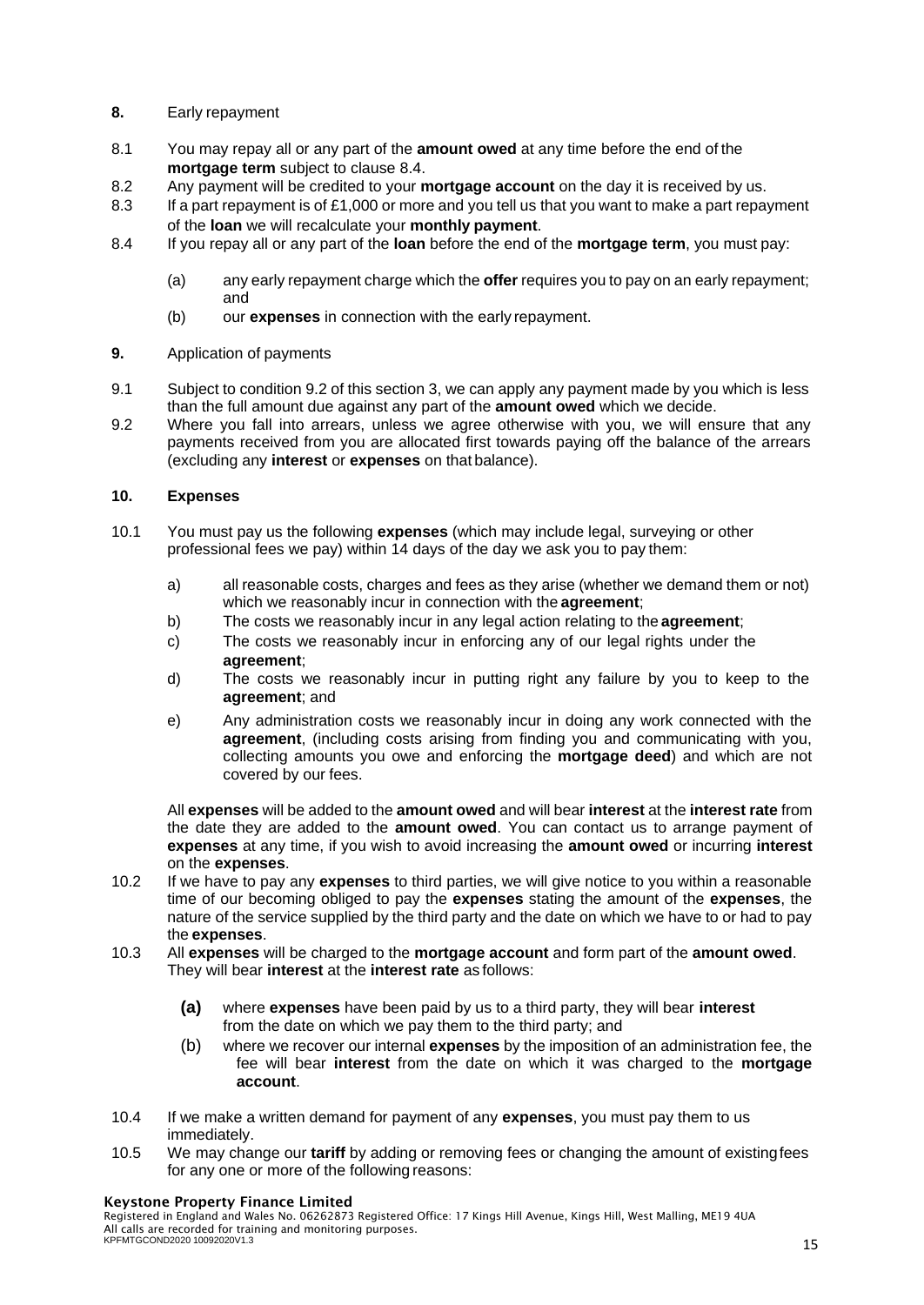**8.** Early repayment

8.1 You may repay all or any part of the **amount owed** at any time before the end of the **mortgage term** subject to clause 8.4.

8.2 Any payment will be credited to your **mortgage account** on the day it is received by us.

8.3 If a part repayment is of £1,000 or more and you tell us that you want to make a part repayment of the **loan** we will recalculate your **monthly payment**.

8.4 If you repay all or any part of the **loan** before the end of the **mortgage term**, you must pay:

(a) any early repayment charge which the **offer** requires you to pay on an early repayment; and

(b) our **expenses** in connection with the early repayment.

**9.** Application of payments

9.1 Subject to condition 9.2 of this section 3, we can apply any payment made by you which is less than the full amount due against any part of the **amount owed** which we decide.

9.2 Where you fall into arrears, unless we agree otherwise with you, we will ensure that any payments received from you are allocated first towards paying off the balance of the arrears (excluding any **interest** or **expenses** on that balance).

**10. Expenses**

10.1 You must pay us the following **expenses** (which may include legal, surveying or other professional fees we pay) within 14 days of the day we ask you to pay them:

a) all reasonable costs, charges and fees as they arise (whether we demand them or not) which we reasonably incur in connection with the **agreement**;

b) The costs we reasonably incur in any legal action relating to the **agreement**;

c) The costs we reasonably incur in enforcing any of our legal rights under the **agreement**;

d) The costs we reasonably incur in putting right any failure by you to keep to the **agreement**; and

e) Any administration costs we reasonably incur in doing any work connected with the **agreement**, (including costs arising from finding you and communicating with you, collecting amounts you owe and enforcing the **mortgage deed**) and which are not covered by our fees.

All **expenses** will be added to the **amount owed** and will bear **interest** at the **interest rate** from the date they are added to the **amount owed**. You can contact us to arrange payment of **expenses** at any time, if you wish to avoid increasing the **amount owed** or incurring **interest** on the **expenses**.

10.2 If we have to pay any **expenses** to third parties, we will give notice to you within a reasonable time of our becoming obliged to pay the **expenses** stating the amount of the **expenses**, the nature of the service supplied by the third party and the date on which we have to or had to pay the **expenses**.

10.3 All **expenses** will be charged to the **mortgage account** and form part of the **amount owed**. They will bear **interest** at the **interest rate** as follows:

**(a)** where **expenses** have been paid by us to a third party, they will bear **interest** from the date on which we pay them to the third party; and

(b) where we recover our internal **expenses** by the imposition of an administration fee, the fee will bear **interest** from the date on which it was charged to the **mortgage account**.

10.4 If we make a written demand for payment of any **expenses**, you must pay them to us immediately.

10.5 We may change our **tariff** by adding or removing fees or changing the amount of existing fees for any one or more of the following reasons: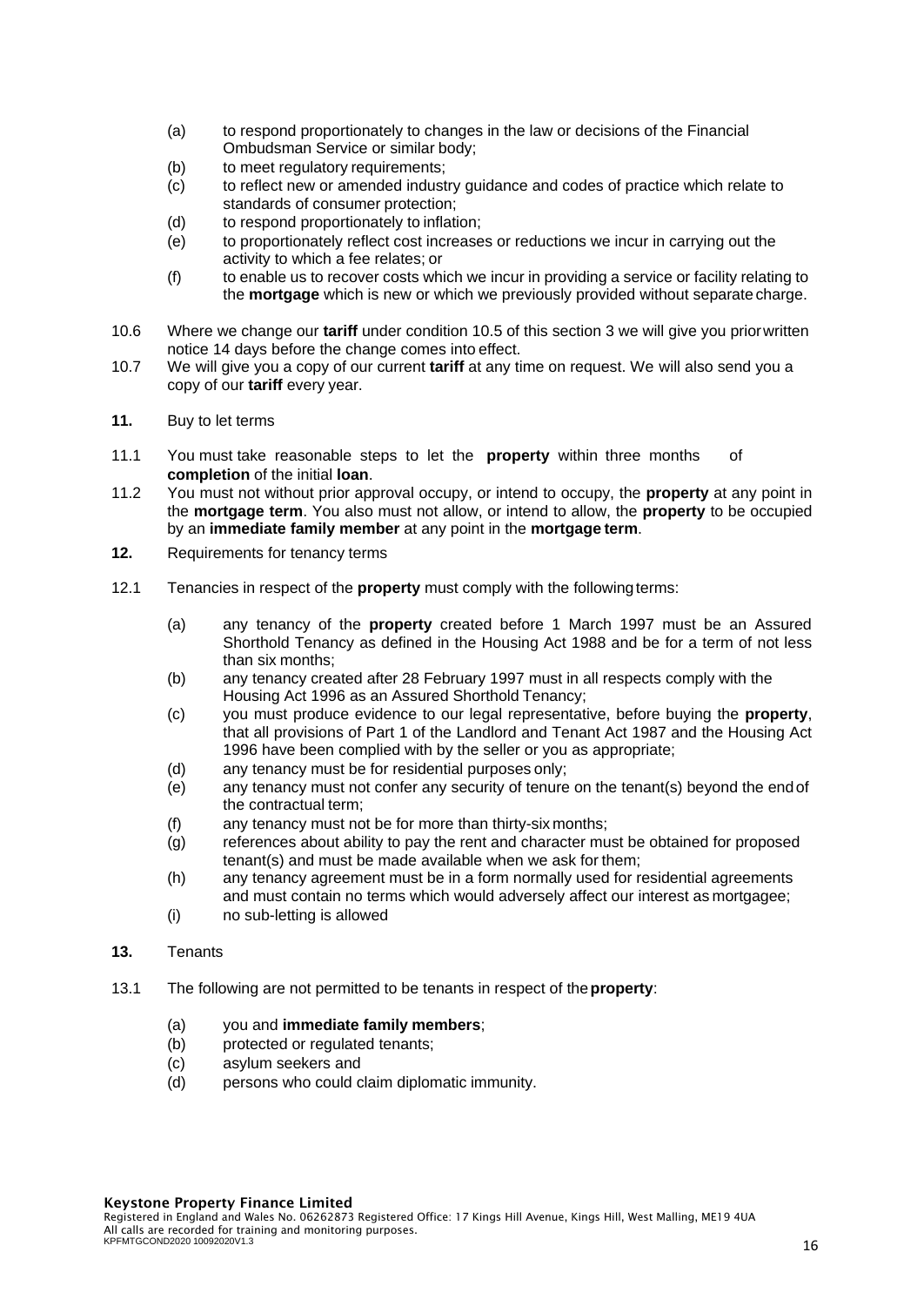(a) to respond proportionately to changes in the law or decisions of the Financial Ombudsman Service or similar body;
(b) to meet regulatory requirements;
(c) to reflect new or amended industry guidance and codes of practice which relate to standards of consumer protection;
(d) to respond proportionately to inflation;
(e) to proportionately reflect cost increases or reductions we incur in carrying out the activity to which a fee relates; or
(f) to enable us to recover costs which we incur in providing a service or facility relating to the **mortgage** which is new or which we previously provided without separate charge.

10.6 Where we change our **tariff** under condition 10.5 of this section 3 we will give you prior written notice 14 days before the change comes into effect.

10.7 We will give you a copy of our current **tariff** at any time on request. We will also send you a copy of our **tariff** every year.

**11.** Buy to let terms

11.1 You must take reasonable steps to let the **property** within three months of **completion** of the initial **loan**.

11.2 You must not without prior approval occupy, or intend to occupy, the **property** at any point in the **mortgage term**. You also must not allow, or intend to allow, the **property** to be occupied by an **immediate family member** at any point in the **mortgage term**.

**12.** Requirements for tenancy terms

12.1 Tenancies in respect of the **property** must comply with the following terms:

(a) any tenancy of the **property** created before 1 March 1997 must be an Assured Shorthold Tenancy as defined in the Housing Act 1988 and be for a term of not less than six months;
(b) any tenancy created after 28 February 1997 must in all respects comply with the Housing Act 1996 as an Assured Shorthold Tenancy;
(c) you must produce evidence to our legal representative, before buying the **property**, that all provisions of Part 1 of the Landlord and Tenant Act 1987 and the Housing Act 1996 have been complied with by the seller or you as appropriate;
(d) any tenancy must be for residential purposes only;
(e) any tenancy must not confer any security of tenure on the tenant(s) beyond the end of the contractual term;
(f) any tenancy must not be for more than thirty-six months;
(g) references about ability to pay the rent and character must be obtained for proposed tenant(s) and must be made available when we ask for them;
(h) any tenancy agreement must be in a form normally used for residential agreements and must contain no terms which would adversely affect our interest as mortgagee;
(i) no sub-letting is allowed

**13.** Tenants

13.1 The following are not permitted to be tenants in respect of the **property**:

(a) you and **immediate family members**;
(b) protected or regulated tenants;
(c) asylum seekers and
(d) persons who could claim diplomatic immunity.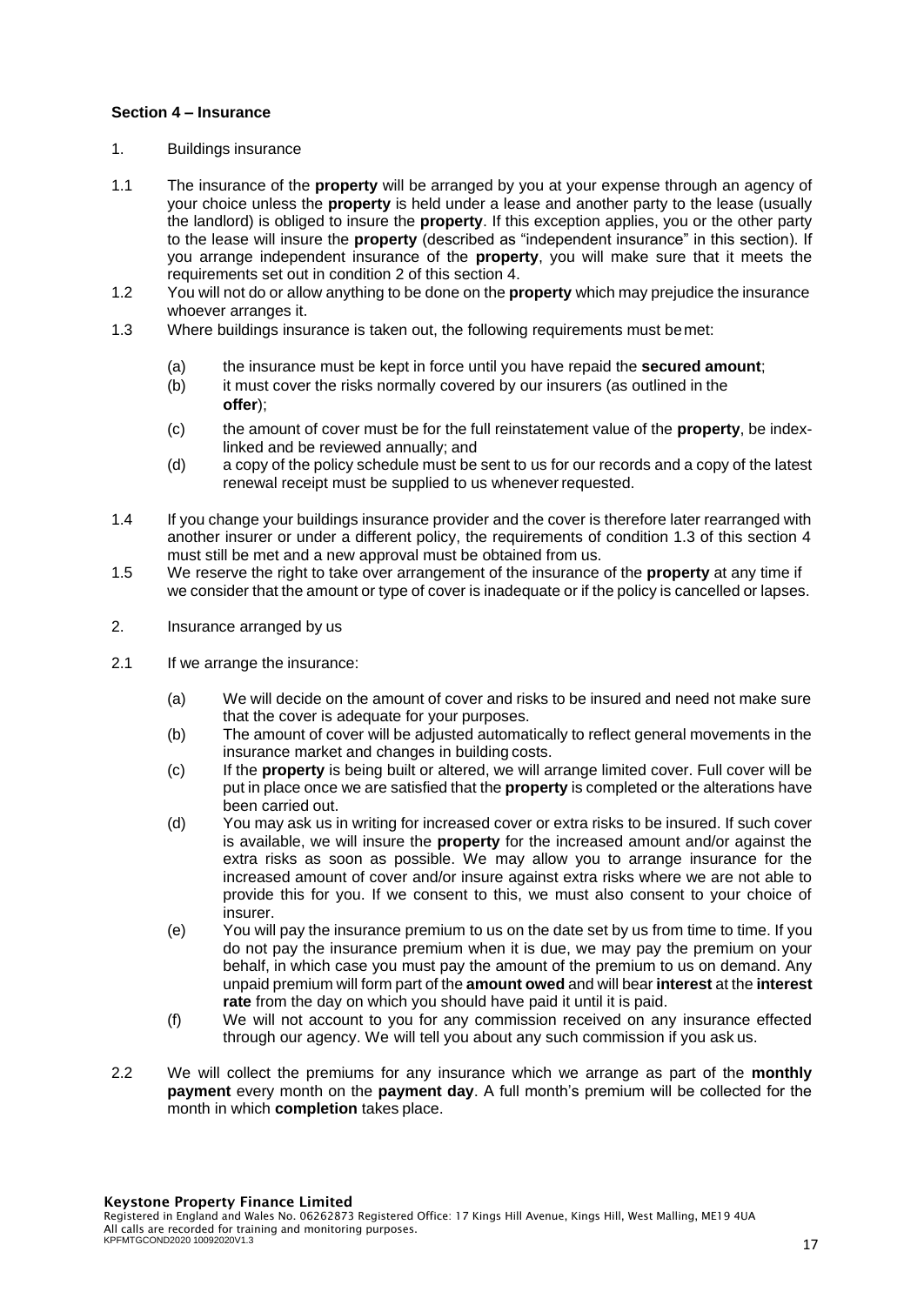**Section 4 – Insurance**

1. Buildings insurance

1.1 The insurance of the **property** will be arranged by you at your expense through an agency of your choice unless the **property** is held under a lease and another party to the lease (usually the landlord) is obliged to insure the **property**. If this exception applies, you or the other party to the lease will insure the **property** (described as "independent insurance" in this section). If you arrange independent insurance of the **property**, you will make sure that it meets the requirements set out in condition 2 of this section 4.

1.2 You will not do or allow anything to be done on the **property** which may prejudice the insurance whoever arranges it.

1.3 Where buildings insurance is taken out, the following requirements must be met:

(a) the insurance must be kept in force until you have repaid the **secured amount**;

(b) it must cover the risks normally covered by our insurers (as outlined in the **offer**);

(c) the amount of cover must be for the full reinstatement value of the **property**, be index-linked and be reviewed annually; and

(d) a copy of the policy schedule must be sent to us for our records and a copy of the latest renewal receipt must be supplied to us whenever requested.

1.4 If you change your buildings insurance provider and the cover is therefore later rearranged with another insurer or under a different policy, the requirements of condition 1.3 of this section 4 must still be met and a new approval must be obtained from us.

1.5 We reserve the right to take over arrangement of the insurance of the **property** at any time if we consider that the amount or type of cover is inadequate or if the policy is cancelled or lapses.

2. Insurance arranged by us

2.1 If we arrange the insurance:

(a) We will decide on the amount of cover and risks to be insured and need not make sure that the cover is adequate for your purposes.

(b) The amount of cover will be adjusted automatically to reflect general movements in the insurance market and changes in building costs.

(c) If the **property** is being built or altered, we will arrange limited cover. Full cover will be put in place once we are satisfied that the **property** is completed or the alterations have been carried out.

(d) You may ask us in writing for increased cover or extra risks to be insured. If such cover is available, we will insure the **property** for the increased amount and/or against the extra risks as soon as possible. We may allow you to arrange insurance for the increased amount of cover and/or insure against extra risks where we are not able to provide this for you. If we consent to this, we must also consent to your choice of insurer.

(e) You will pay the insurance premium to us on the date set by us from time to time. If you do not pay the insurance premium when it is due, we may pay the premium on your behalf, in which case you must pay the amount of the premium to us on demand. Any unpaid premium will form part of the **amount owed** and will bear **interest** at the **interest rate** from the day on which you should have paid it until it is paid.

(f) We will not account to you for any commission received on any insurance effected through our agency. We will tell you about any such commission if you ask us.

2.2 We will collect the premiums for any insurance which we arrange as part of the **monthly payment** every month on the **payment day**. A full month's premium will be collected for the month in which **completion** takes place.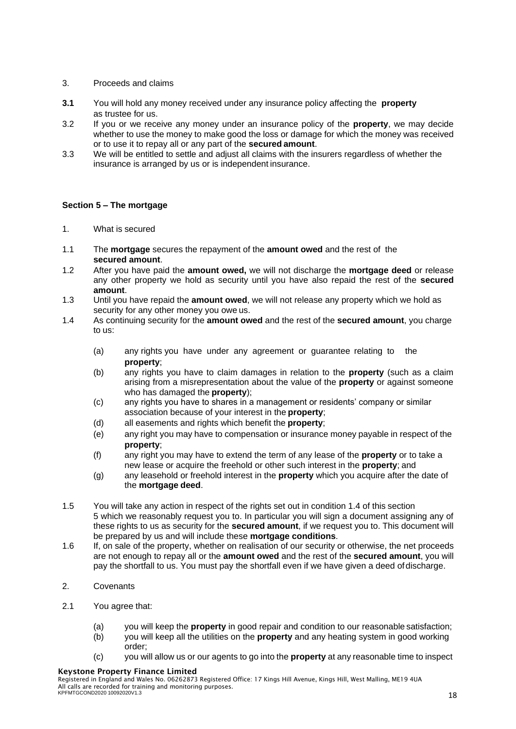3. Proceeds and claims

**3.1** You will hold any money received under any insurance policy affecting the **property** as trustee for us.

3.2 If you or we receive any money under an insurance policy of the **property**, we may decide whether to use the money to make good the loss or damage for which the money was received or to use it to repay all or any part of the **secured amount**.

3.3 We will be entitled to settle and adjust all claims with the insurers regardless of whether the insurance is arranged by us or is independent insurance.

**Section 5 – The mortgage**

1. What is secured

1.1 The **mortgage** secures the repayment of the **amount owed** and the rest of the **secured amount**.

1.2 After you have paid the **amount owed,** we will not discharge the **mortgage deed** or release any other property we hold as security until you have also repaid the rest of the **secured amount**.

1.3 Until you have repaid the **amount owed**, we will not release any property which we hold as security for any other money you owe us.

1.4 As continuing security for the **amount owed** and the rest of the **secured amount**, you charge to us:

- (a) any rights you have under any agreement or guarantee relating to the **property**;
- (b) any rights you have to claim damages in relation to the **property** (such as a claim arising from a misrepresentation about the value of the **property** or against someone who has damaged the **property**);
- (c) any rights you have to shares in a management or residents' company or similar association because of your interest in the **property**;
- (d) all easements and rights which benefit the **property**;
- (e) any right you may have to compensation or insurance money payable in respect of the **property**;
- (f) any right you may have to extend the term of any lease of the **property** or to take a new lease or acquire the freehold or other such interest in the **property**; and
- (g) any leasehold or freehold interest in the **property** which you acquire after the date of the **mortgage deed**.

1.5 You will take any action in respect of the rights set out in condition 1.4 of this section 5 which we reasonably request you to. In particular you will sign a document assigning any of these rights to us as security for the **secured amount**, if we request you to. This document will be prepared by us and will include these **mortgage conditions**.

1.6 If, on sale of the property, whether on realisation of our security or otherwise, the net proceeds are not enough to repay all or the **amount owed** and the rest of the **secured amount**, you will pay the shortfall to us. You must pay the shortfall even if we have given a deed of discharge.

2. Covenants

2.1 You agree that:

- (a) you will keep the **property** in good repair and condition to our reasonable satisfaction;
- (b) you will keep all the utilities on the **property** and any heating system in good working order;
- (c) you will allow us or our agents to go into the **property** at any reasonable time to inspect

**Keystone Property Finance Limited**
Registered in England and Wales No. 06262873 Registered Office: 17 Kings Hill Avenue, Kings Hill, West Malling, ME19 4UA
All calls are recorded for training and monitoring purposes.
KPFMTGCOND2020 10092020V1.3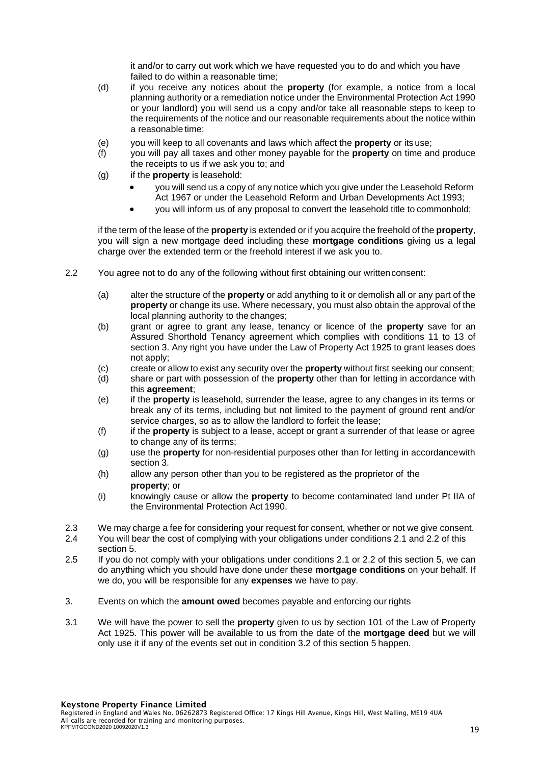it and/or to carry out work which we have requested you to do and which you have failed to do within a reasonable time;

(d) if you receive any notices about the **property** (for example, a notice from a local planning authority or a remediation notice under the Environmental Protection Act 1990 or your landlord) you will send us a copy and/or take all reasonable steps to keep to the requirements of the notice and our reasonable requirements about the notice within a reasonable time;

(e) you will keep to all covenants and laws which affect the **property** or its use;

(f) you will pay all taxes and other money payable for the **property** on time and produce the receipts to us if we ask you to; and

(g) if the **property** is leasehold:

- you will send us a copy of any notice which you give under the Leasehold Reform Act 1967 or under the Leasehold Reform and Urban Developments Act 1993;
- you will inform us of any proposal to convert the leasehold title to commonhold;

if the term of the lease of the **property** is extended or if you acquire the freehold of the **property**, you will sign a new mortgage deed including these **mortgage conditions** giving us a legal charge over the extended term or the freehold interest if we ask you to.

2.2 You agree not to do any of the following without first obtaining our written consent:

(a) alter the structure of the **property** or add anything to it or demolish all or any part of the **property** or change its use. Where necessary, you must also obtain the approval of the local planning authority to the changes;

(b) grant or agree to grant any lease, tenancy or licence of the **property** save for an Assured Shorthold Tenancy agreement which complies with conditions 11 to 13 of section 3. Any right you have under the Law of Property Act 1925 to grant leases does not apply;

(c) create or allow to exist any security over the **property** without first seeking our consent;

(d) share or part with possession of the **property** other than for letting in accordance with this **agreement**;

(e) if the **property** is leasehold, surrender the lease, agree to any changes in its terms or break any of its terms, including but not limited to the payment of ground rent and/or service charges, so as to allow the landlord to forfeit the lease;

(f) if the **property** is subject to a lease, accept or grant a surrender of that lease or agree to change any of its terms;

(g) use the **property** for non-residential purposes other than for letting in accordance with section 3.

(h) allow any person other than you to be registered as the proprietor of the **property**; or

(i) knowingly cause or allow the **property** to become contaminated land under Pt IIA of the Environmental Protection Act 1990.

2.3 We may charge a fee for considering your request for consent, whether or not we give consent.

2.4 You will bear the cost of complying with your obligations under conditions 2.1 and 2.2 of this section 5.

2.5 If you do not comply with your obligations under conditions 2.1 or 2.2 of this section 5, we can do anything which you should have done under these **mortgage conditions** on your behalf. If we do, you will be responsible for any **expenses** we have to pay.

3. Events on which the **amount owed** becomes payable and enforcing our rights

3.1 We will have the power to sell the **property** given to us by section 101 of the Law of Property Act 1925. This power will be available to us from the date of the **mortgage deed** but we will only use it if any of the events set out in condition 3.2 of this section 5 happen.

**Keystone Property Finance Limited**
Registered in England and Wales No. 06262873 Registered Office: 17 Kings Hill Avenue, Kings Hill, West Malling, ME19 4UA
All calls are recorded for training and monitoring purposes.
KPFMTGCOND2020 10092020V1.3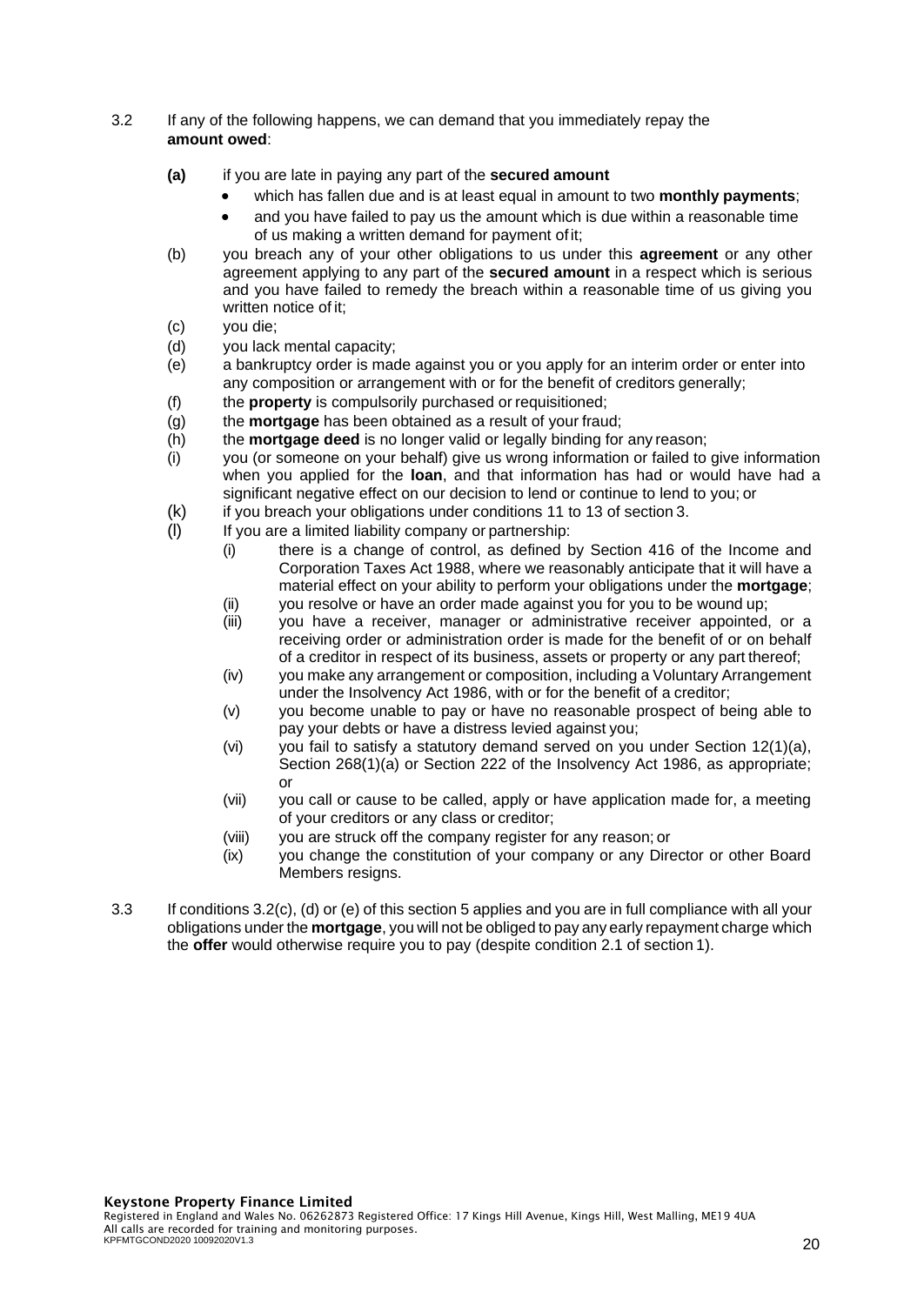3.2 If any of the following happens, we can demand that you immediately repay the **amount owed**:

**(a)** if you are late in paying any part of the **secured amount**

- which has fallen due and is at least equal in amount to two **monthly payments**;
- and you have failed to pay us the amount which is due within a reasonable time of us making a written demand for payment of it;

(b) you breach any of your other obligations to us under this **agreement** or any other agreement applying to any part of the **secured amount** in a respect which is serious and you have failed to remedy the breach within a reasonable time of us giving you written notice of it;

(c) you die;

(d) you lack mental capacity;

(e) a bankruptcy order is made against you or you apply for an interim order or enter into any composition or arrangement with or for the benefit of creditors generally;

(f) the **property** is compulsorily purchased or requisitioned;

(g) the **mortgage** has been obtained as a result of your fraud;

(h) the **mortgage deed** is no longer valid or legally binding for any reason;

(i) you (or someone on your behalf) give us wrong information or failed to give information when you applied for the **loan**, and that information has had or would have had a significant negative effect on our decision to lend or continue to lend to you; or

(k) if you breach your obligations under conditions 11 to 13 of section 3.

(l) If you are a limited liability company or partnership:

(i) there is a change of control, as defined by Section 416 of the Income and Corporation Taxes Act 1988, where we reasonably anticipate that it will have a material effect on your ability to perform your obligations under the **mortgage**;

(ii) you resolve or have an order made against you for you to be wound up;

(iii) you have a receiver, manager or administrative receiver appointed, or a receiving order or administration order is made for the benefit of or on behalf of a creditor in respect of its business, assets or property or any part thereof;

(iv) you make any arrangement or composition, including a Voluntary Arrangement under the Insolvency Act 1986, with or for the benefit of a creditor;

(v) you become unable to pay or have no reasonable prospect of being able to pay your debts or have a distress levied against you;

(vi) you fail to satisfy a statutory demand served on you under Section 12(1)(a), Section 268(1)(a) or Section 222 of the Insolvency Act 1986, as appropriate; or

(vii) you call or cause to be called, apply or have application made for, a meeting of your creditors or any class or creditor;

(viii) you are struck off the company register for any reason; or

(ix) you change the constitution of your company or any Director or other Board Members resigns.

3.3 If conditions 3.2(c), (d) or (e) of this section 5 applies and you are in full compliance with all your obligations under the **mortgage**, you will not be obliged to pay any early repayment charge which the **offer** would otherwise require you to pay (despite condition 2.1 of section 1).

**Keystone Property Finance Limited**
Registered in England and Wales No. 06262873 Registered Office: 17 Kings Hill Avenue, Kings Hill, West Malling, ME19 4UA
All calls are recorded for training and monitoring purposes.
KPFMTGCOND2020 10092020V1.3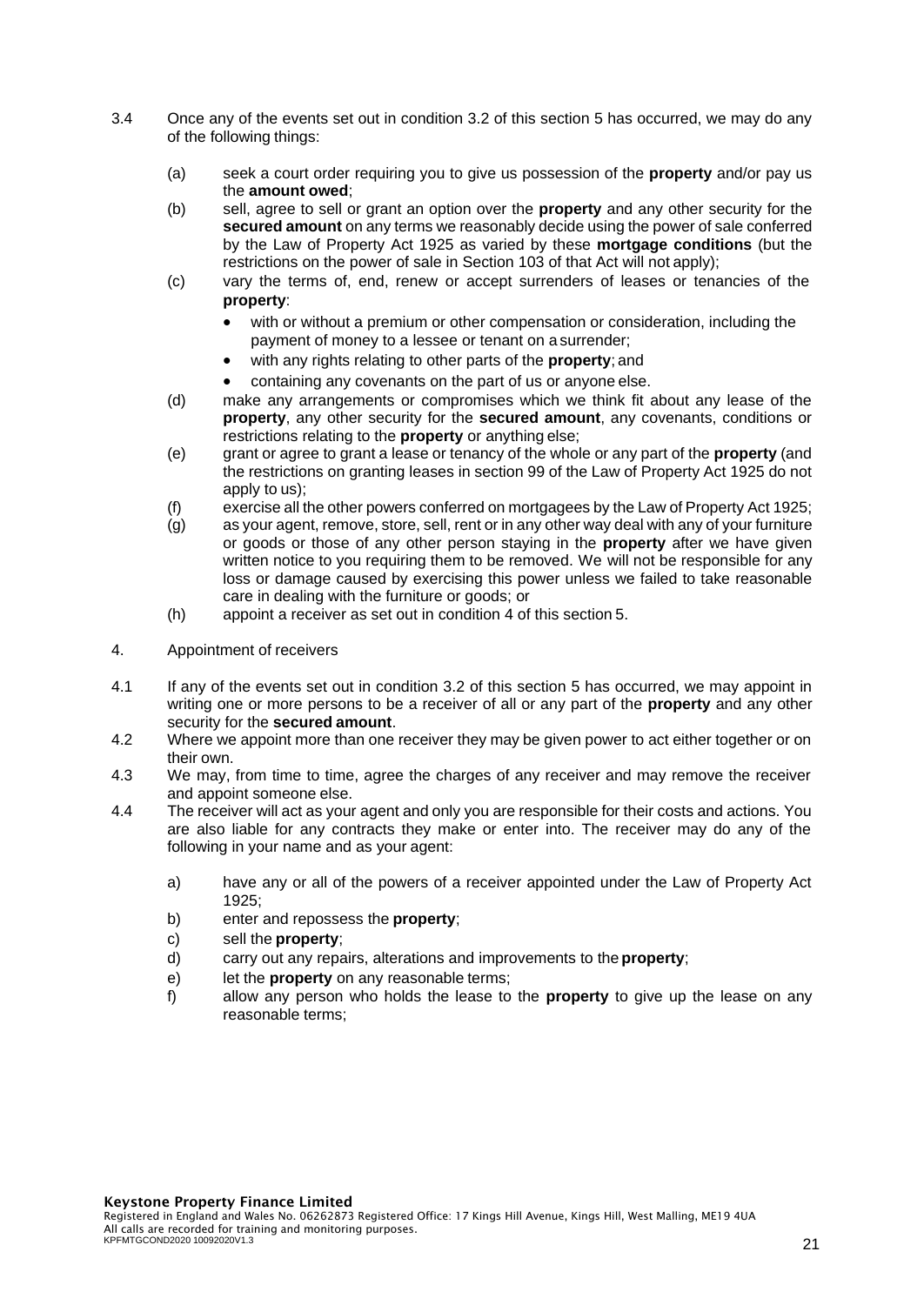3.4 Once any of the events set out in condition 3.2 of this section 5 has occurred, we may do any of the following things:

(a) seek a court order requiring you to give us possession of the **property** and/or pay us the **amount owed**;

(b) sell, agree to sell or grant an option over the **property** and any other security for the **secured amount** on any terms we reasonably decide using the power of sale conferred by the Law of Property Act 1925 as varied by these **mortgage conditions** (but the restrictions on the power of sale in Section 103 of that Act will not apply);

(c) vary the terms of, end, renew or accept surrenders of leases or tenancies of the **property**:

- with or without a premium or other compensation or consideration, including the payment of money to a lessee or tenant on a surrender;
- with any rights relating to other parts of the **property**; and
- containing any covenants on the part of us or anyone else.

(d) make any arrangements or compromises which we think fit about any lease of the **property**, any other security for the **secured amount**, any covenants, conditions or restrictions relating to the **property** or anything else;

(e) grant or agree to grant a lease or tenancy of the whole or any part of the **property** (and the restrictions on granting leases in section 99 of the Law of Property Act 1925 do not apply to us);

(f) exercise all the other powers conferred on mortgagees by the Law of Property Act 1925;

(g) as your agent, remove, store, sell, rent or in any other way deal with any of your furniture or goods or those of any other person staying in the **property** after we have given written notice to you requiring them to be removed. We will not be responsible for any loss or damage caused by exercising this power unless we failed to take reasonable care in dealing with the furniture or goods; or

(h) appoint a receiver as set out in condition 4 of this section 5.

4. Appointment of receivers

4.1 If any of the events set out in condition 3.2 of this section 5 has occurred, we may appoint in writing one or more persons to be a receiver of all or any part of the **property** and any other security for the **secured amount**.

4.2 Where we appoint more than one receiver they may be given power to act either together or on their own.

4.3 We may, from time to time, agree the charges of any receiver and may remove the receiver and appoint someone else.

4.4 The receiver will act as your agent and only you are responsible for their costs and actions. You are also liable for any contracts they make or enter into. The receiver may do any of the following in your name and as your agent:

a) have any or all of the powers of a receiver appointed under the Law of Property Act 1925;

b) enter and repossess the **property**;

c) sell the **property**;

d) carry out any repairs, alterations and improvements to the **property**;

e) let the **property** on any reasonable terms;

f) allow any person who holds the lease to the **property** to give up the lease on any reasonable terms;

**Keystone Property Finance Limited**
Registered in England and Wales No. 06262873 Registered Office: 17 Kings Hill Avenue, Kings Hill, West Malling, ME19 4UA
All calls are recorded for training and monitoring purposes.
KPFMTGCOND2020 10092020V1.3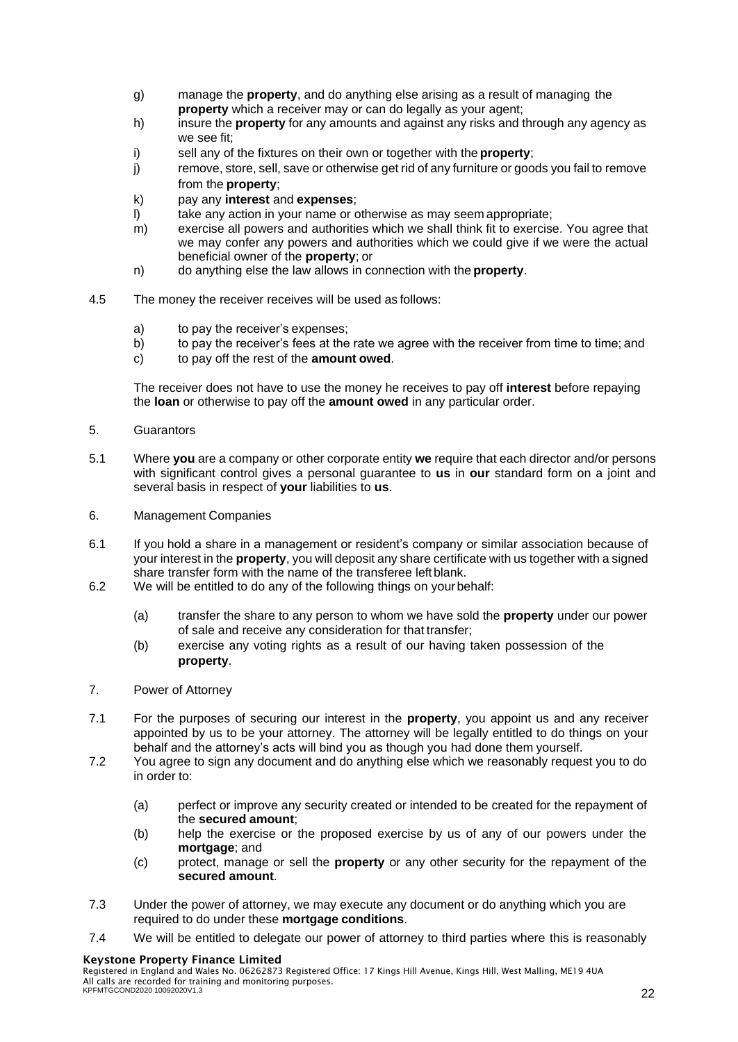g) manage the **property**, and do anything else arising as a result of managing the **property** which a receiver may or can do legally as your agent;

h) insure the **property** for any amounts and against any risks and through any agency as we see fit;

i) sell any of the fixtures on their own or together with the **property**;

j) remove, store, sell, save or otherwise get rid of any furniture or goods you fail to remove from the **property**;

k) pay any **interest** and **expenses**;

l) take any action in your name or otherwise as may seem appropriate;

m) exercise all powers and authorities which we shall think fit to exercise. You agree that we may confer any powers and authorities which we could give if we were the actual beneficial owner of the **property**; or

n) do anything else the law allows in connection with the **property**.

4.5 The money the receiver receives will be used as follows:

a) to pay the receiver's expenses;

b) to pay the receiver's fees at the rate we agree with the receiver from time to time; and

c) to pay off the rest of the **amount owed**.

The receiver does not have to use the money he receives to pay off **interest** before repaying the **loan** or otherwise to pay off the **amount owed** in any particular order.

5. Guarantors

5.1 Where **you** are a company or other corporate entity **we** require that each director and/or persons with significant control gives a personal guarantee to **us** in **our** standard form on a joint and several basis in respect of **your** liabilities to **us**.

6. Management Companies

6.1 If you hold a share in a management or resident's company or similar association because of your interest in the **property**, you will deposit any share certificate with us together with a signed share transfer form with the name of the transferee left blank.

6.2 We will be entitled to do any of the following things on your behalf:

(a) transfer the share to any person to whom we have sold the **property** under our power of sale and receive any consideration for that transfer;

(b) exercise any voting rights as a result of our having taken possession of the **property**.

7. Power of Attorney

7.1 For the purposes of securing our interest in the **property**, you appoint us and any receiver appointed by us to be your attorney. The attorney will be legally entitled to do things on your behalf and the attorney's acts will bind you as though you had done them yourself.

7.2 You agree to sign any document and do anything else which we reasonably request you to do in order to:

(a) perfect or improve any security created or intended to be created for the repayment of the **secured amount**;

(b) help the exercise or the proposed exercise by us of any of our powers under the **mortgage**; and

(c) protect, manage or sell the **property** or any other security for the repayment of the **secured amount**.

7.3 Under the power of attorney, we may execute any document or do anything which you are required to do under these **mortgage conditions**.

7.4 We will be entitled to delegate our power of attorney to third parties where this is reasonably

**Keystone Property Finance Limited**
Registered in England and Wales No. 06262873 Registered Office: 17 Kings Hill Avenue, Kings Hill, West Malling, ME19 4UA
All calls are recorded for training and monitoring purposes.
KPFMTGCOND2020 10092020V1.3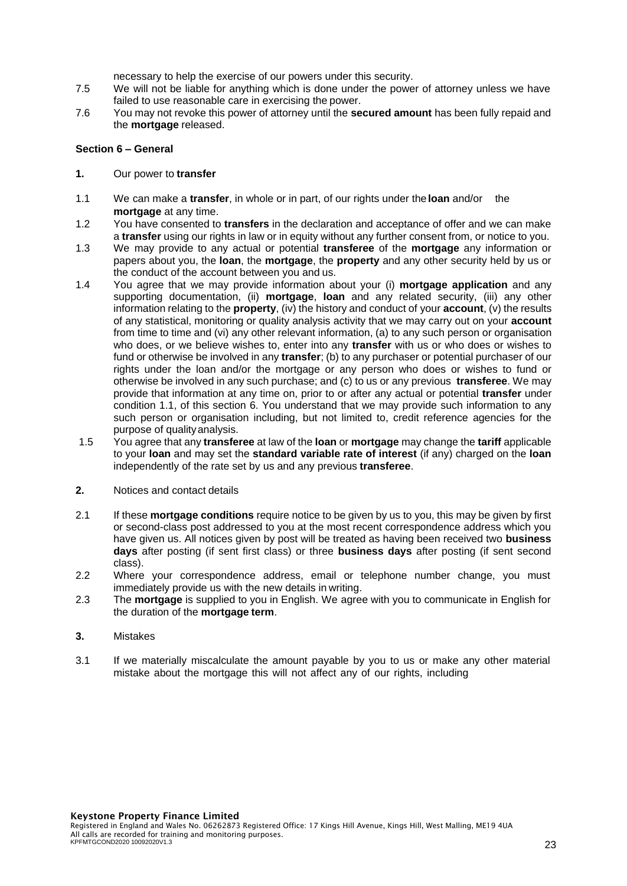necessary to help the exercise of our powers under this security.

7.5 We will not be liable for anything which is done under the power of attorney unless we have failed to use reasonable care in exercising the power.

7.6 You may not revoke this power of attorney until the **secured amount** has been fully repaid and the **mortgage** released.

**Section 6 – General**

**1.** Our power to **transfer**

1.1 We can make a **transfer**, in whole or in part, of our rights under the **loan** and/or the **mortgage** at any time.

1.2 You have consented to **transfers** in the declaration and acceptance of offer and we can make a **transfer** using our rights in law or in equity without any further consent from, or notice to you.

1.3 We may provide to any actual or potential **transferee** of the **mortgage** any information or papers about you, the **loan**, the **mortgage**, the **property** and any other security held by us or the conduct of the account between you and us.

1.4 You agree that we may provide information about your (i) **mortgage application** and any supporting documentation, (ii) **mortgage**, **loan** and any related security, (iii) any other information relating to the **property**, (iv) the history and conduct of your **account**, (v) the results of any statistical, monitoring or quality analysis activity that we may carry out on your **account** from time to time and (vi) any other relevant information, (a) to any such person or organisation who does, or we believe wishes to, enter into any **transfer** with us or who does or wishes to fund or otherwise be involved in any **transfer**; (b) to any purchaser or potential purchaser of our rights under the loan and/or the mortgage or any person who does or wishes to fund or otherwise be involved in any such purchase; and (c) to us or any previous **transferee**. We may provide that information at any time on, prior to or after any actual or potential **transfer** under condition 1.1, of this section 6. You understand that we may provide such information to any such person or organisation including, but not limited to, credit reference agencies for the purpose of quality analysis.

1.5 You agree that any **transferee** at law of the **loan** or **mortgage** may change the **tariff** applicable to your **loan** and may set the **standard variable rate of interest** (if any) charged on the **loan** independently of the rate set by us and any previous **transferee**.

**2.** Notices and contact details

2.1 If these **mortgage conditions** require notice to be given by us to you, this may be given by first or second-class post addressed to you at the most recent correspondence address which you have given us. All notices given by post will be treated as having been received two **business days** after posting (if sent first class) or three **business days** after posting (if sent second class).

2.2 Where your correspondence address, email or telephone number change, you must immediately provide us with the new details in writing.

2.3 The **mortgage** is supplied to you in English. We agree with you to communicate in English for the duration of the **mortgage term**.

**3.** Mistakes

3.1 If we materially miscalculate the amount payable by you to us or make any other material mistake about the mortgage this will not affect any of our rights, including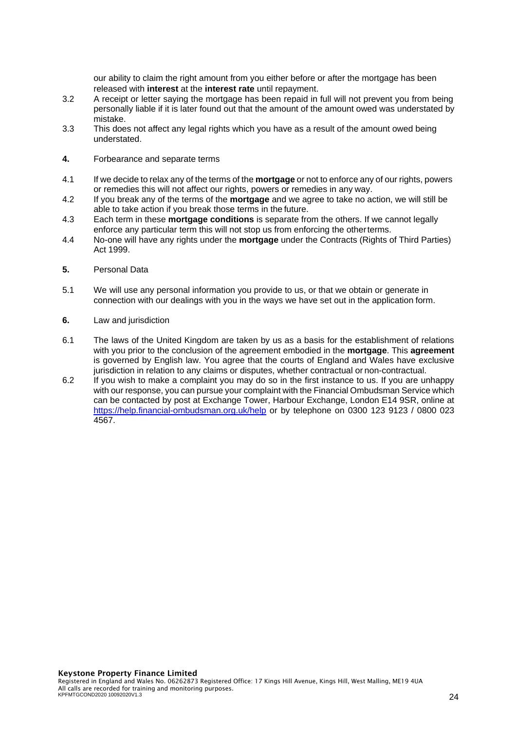our ability to claim the right amount from you either before or after the mortgage has been released with **interest** at the **interest rate** until repayment.

3.2 A receipt or letter saying the mortgage has been repaid in full will not prevent you from being personally liable if it is later found out that the amount of the amount owed was understated by mistake.

3.3 This does not affect any legal rights which you have as a result of the amount owed being understated.

**4.** Forbearance and separate terms

4.1 If we decide to relax any of the terms of the **mortgage** or not to enforce any of our rights, powers or remedies this will not affect our rights, powers or remedies in any way.

4.2 If you break any of the terms of the **mortgage** and we agree to take no action, we will still be able to take action if you break those terms in the future.

4.3 Each term in these **mortgage conditions** is separate from the others. If we cannot legally enforce any particular term this will not stop us from enforcing the other terms.

4.4 No-one will have any rights under the **mortgage** under the Contracts (Rights of Third Parties) Act 1999.

**5.** Personal Data

5.1 We will use any personal information you provide to us, or that we obtain or generate in connection with our dealings with you in the ways we have set out in the application form.

**6.** Law and jurisdiction

6.1 The laws of the United Kingdom are taken by us as a basis for the establishment of relations with you prior to the conclusion of the agreement embodied in the **mortgage**. This **agreement** is governed by English law. You agree that the courts of England and Wales have exclusive jurisdiction in relation to any claims or disputes, whether contractual or non-contractual.

6.2 If you wish to make a complaint you may do so in the first instance to us. If you are unhappy with our response, you can pursue your complaint with the Financial Ombudsman Service which can be contacted by post at Exchange Tower, Harbour Exchange, London E14 9SR, online at https://help.financial-ombudsman.org.uk/help or by telephone on 0300 123 9123 / 0800 023 4567.

**Keystone Property Finance Limited**
Registered in England and Wales No. 06262873 Registered Office: 17 Kings Hill Avenue, Kings Hill, West Malling, ME19 4UA
All calls are recorded for training and monitoring purposes.
KPFMTGCOND2020 10092020V1.3